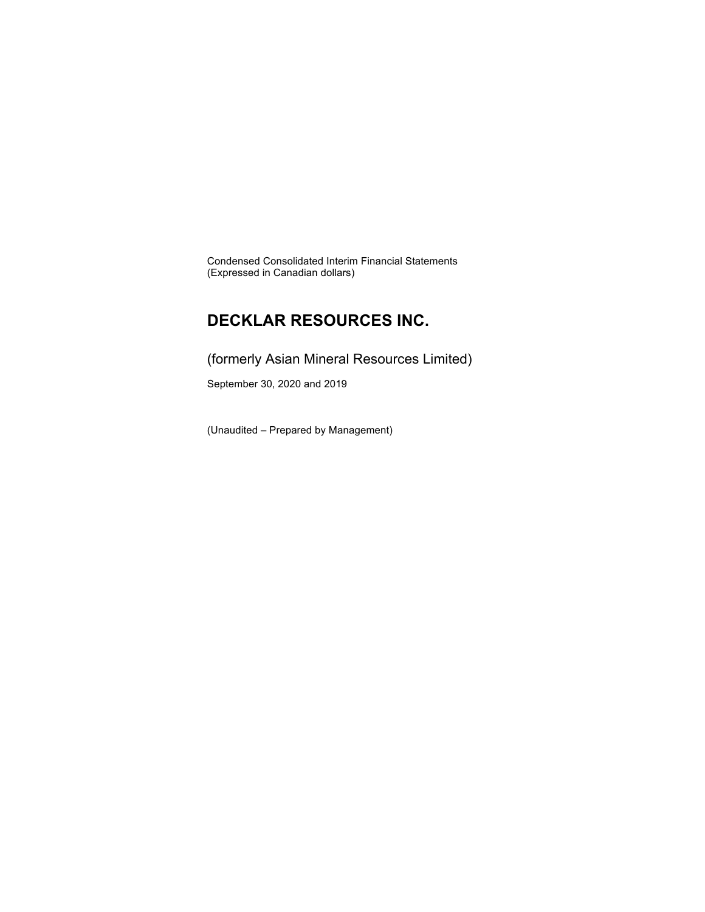Condensed Consolidated Interim Financial Statements
(Expressed in Canadian dollars)

# DECKLAR RESOURCES INC.

## (formerly Asian Mineral Resources Limited)

September 30, 2020 and 2019

(Unaudited – Prepared by Management)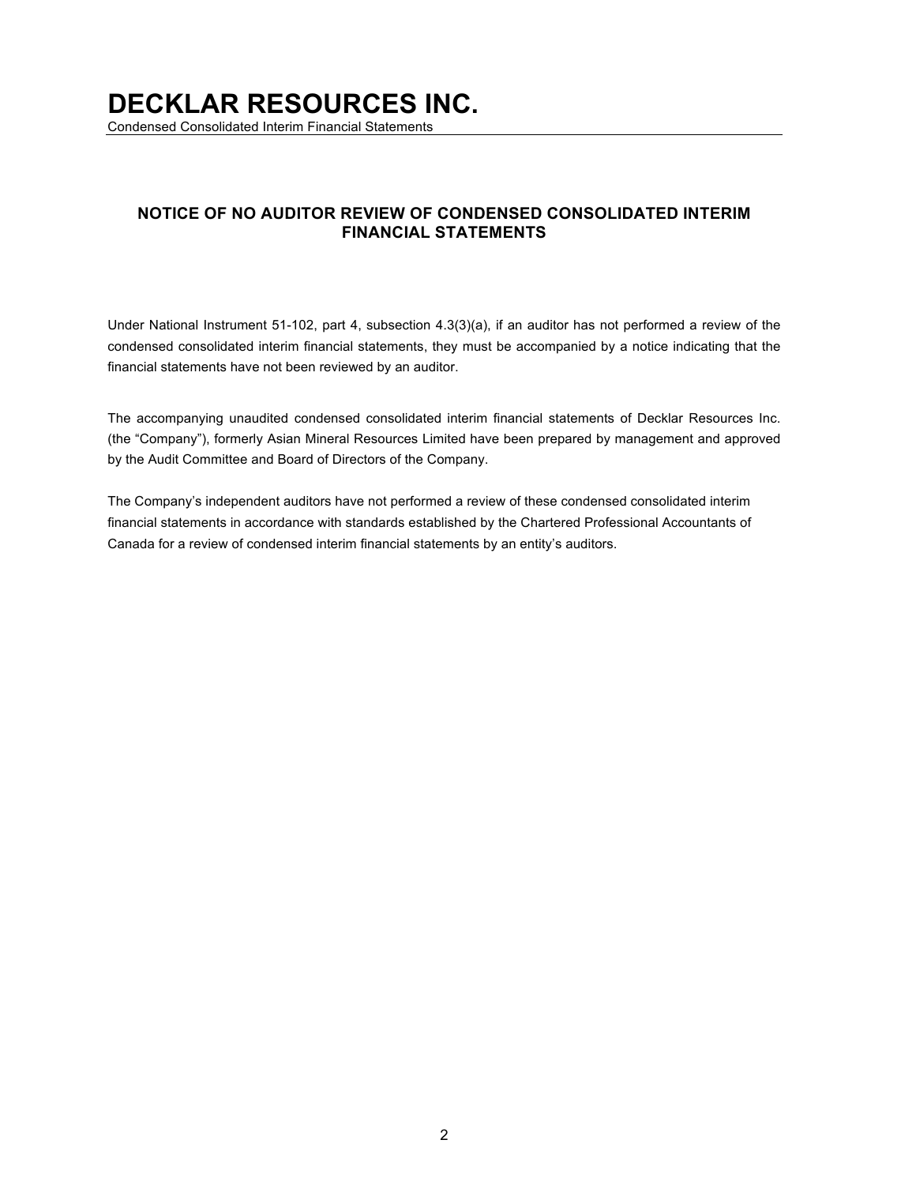# DECKLAR RESOURCES INC.

Condensed Consolidated Interim Financial Statements

## NOTICE OF NO AUDITOR REVIEW OF CONDENSED CONSOLIDATED INTERIM FINANCIAL STATEMENTS

Under National Instrument 51-102, part 4, subsection 4.3(3)(a), if an auditor has not performed a review of the condensed consolidated interim financial statements, they must be accompanied by a notice indicating that the financial statements have not been reviewed by an auditor.

The accompanying unaudited condensed consolidated interim financial statements of Decklar Resources Inc. (the "Company"), formerly Asian Mineral Resources Limited have been prepared by management and approved by the Audit Committee and Board of Directors of the Company.

The Company's independent auditors have not performed a review of these condensed consolidated interim financial statements in accordance with standards established by the Chartered Professional Accountants of Canada for a review of condensed interim financial statements by an entity's auditors.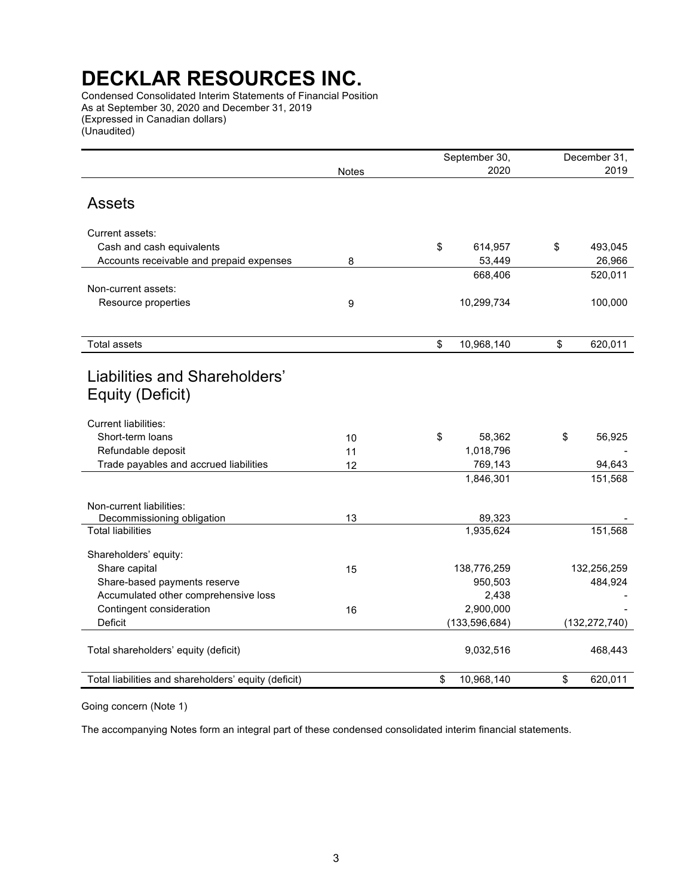# DECKLAR RESOURCES INC.

Condensed Consolidated Interim Statements of Financial Position
As at September 30, 2020 and December 31, 2019
(Expressed in Canadian dollars)
(Unaudited)

| | Notes | September 30, 2020 | December 31, 2019 |
|---|---|---|---|
| **Assets** | | | |
| Current assets: | | | |
| Cash and cash equivalents | | $ 614,957 | $ 493,045 |
| Accounts receivable and prepaid expenses | 8 | 53,449 | 26,966 |
| | | 668,406 | 520,011 |
| Non-current assets: | | | |
| Resource properties | 9 | 10,299,734 | 100,000 |
| Total assets | | $ 10,968,140 | $ 620,011 |
| **Liabilities and Shareholders' Equity (Deficit)** | | | |
| Current liabilities: | | | |
| Short-term loans | 10 | $ 58,362 | $ 56,925 |
| Refundable deposit | 11 | 1,018,796 | - |
| Trade payables and accrued liabilities | 12 | 769,143 | 94,643 |
| | | 1,846,301 | 151,568 |
| Non-current liabilities: | | | |
| Decommissioning obligation | 13 | 89,323 | - |
| Total liabilities | | 1,935,624 | 151,568 |
| Shareholders' equity: | | | |
| Share capital | 15 | 138,776,259 | 132,256,259 |
| Share-based payments reserve | | 950,503 | 484,924 |
| Accumulated other comprehensive loss | | 2,438 | - |
| Contingent consideration | 16 | 2,900,000 | - |
| Deficit | | (133,596,684) | (132,272,740) |
| Total shareholders' equity (deficit) | | 9,032,516 | 468,443 |
| Total liabilities and shareholders' equity (deficit) | | $ 10,968,140 | $ 620,011 |

Going concern (Note 1)

The accompanying Notes form an integral part of these condensed consolidated interim financial statements.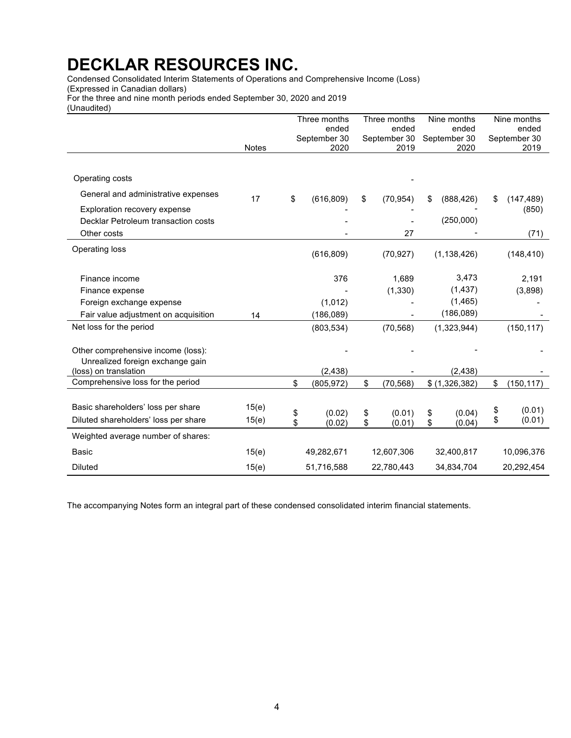# DECKLAR RESOURCES INC.

Condensed Consolidated Interim Statements of Operations and Comprehensive Income (Loss)
(Expressed in Canadian dollars)
For the three and nine month periods ended September 30, 2020 and 2019
(Unaudited)

| | Notes | Three months ended September 30 2020 | Three months ended September 30 2019 | Nine months ended September 30 2020 | Nine months ended September 30 2019 |
|---|---|---|---|---|---|
| Operating costs | | | - | | |
| General and administrative expenses | 17 | $ (616,809) | $ (70,954) | $ (888,426) | $ (147,489) |
| Exploration recovery expense | | - | - | - | (850) |
| Decklar Petroleum transaction costs | | - | - | (250,000) | |
| Other costs | | - | 27 | - | (71) |
| Operating loss | | (616,809) | (70,927) | (1,138,426) | (148,410) |
| Finance income | | 376 | 1,689 | 3,473 | 2,191 |
| Finance expense | | - | (1,330) | (1,437) | (3,898) |
| Foreign exchange expense | | (1,012) | - | (1,465) | - |
| Fair value adjustment on acquisition | 14 | (186,089) | - | (186,089) | - |
| Net loss for the period | | (803,534) | (70,568) | (1,323,944) | (150,117) |
| Other comprehensive income (loss): | | - | - | - | - |
| Unrealized foreign exchange gain (loss) on translation | | (2,438) | - | (2,438) | - |
| Comprehensive loss for the period | | $ (805,972) | $ (70,568) | $ (1,326,382) | $ (150,117) |
| Basic shareholders' loss per share | 15(e) | $ (0.02) | $ (0.01) | $ (0.04) | $ (0.01) |
| Diluted shareholders' loss per share | 15(e) | $ (0.02) | $ (0.01) | $ (0.04) | $ (0.01) |
| Weighted average number of shares: | | | | | |
| Basic | 15(e) | 49,282,671 | 12,607,306 | 32,400,817 | 10,096,376 |
| Diluted | 15(e) | 51,716,588 | 22,780,443 | 34,834,704 | 20,292,454 |

The accompanying Notes form an integral part of these condensed consolidated interim financial statements.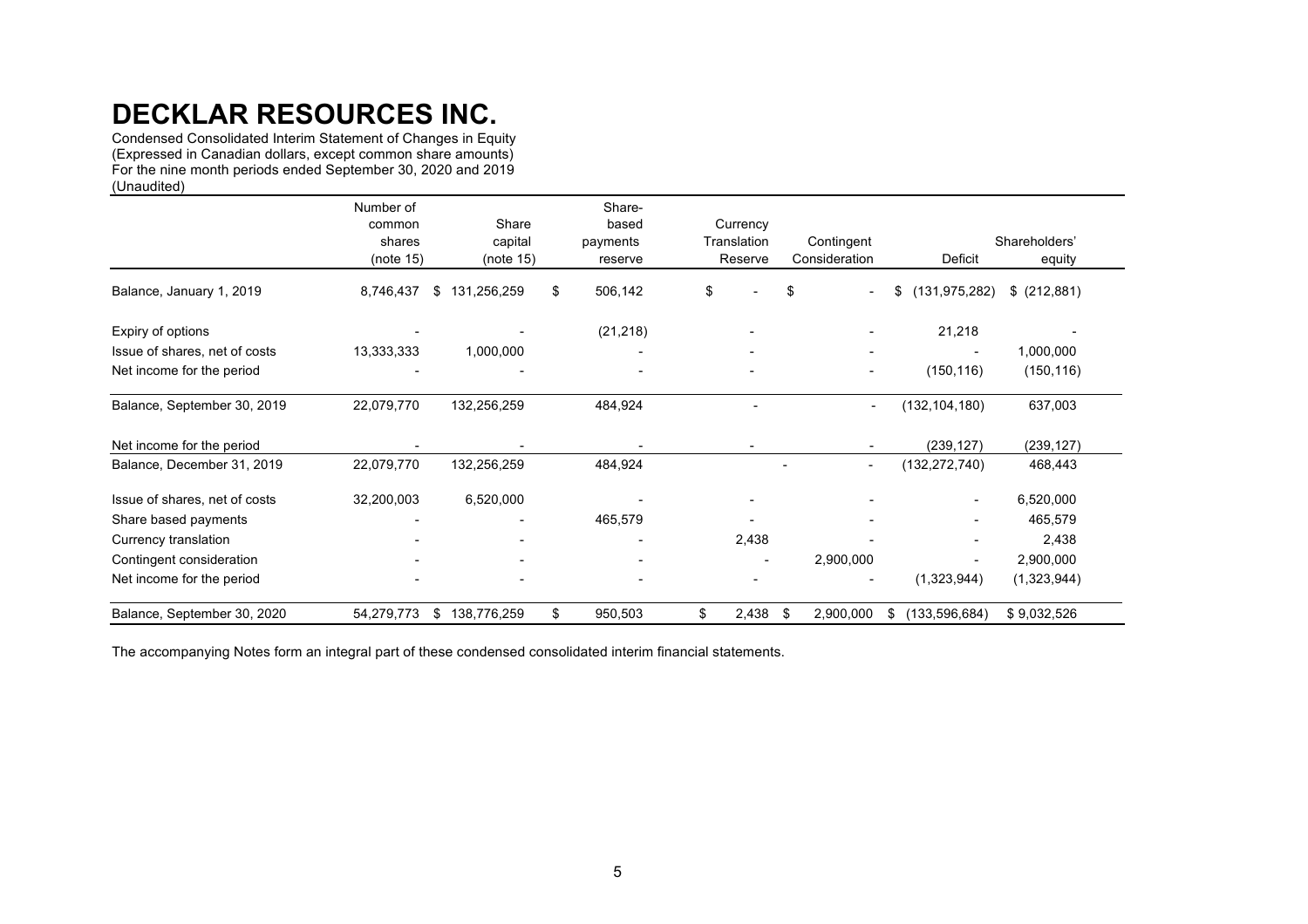# DECKLAR RESOURCES INC.

Condensed Consolidated Interim Statement of Changes in Equity
(Expressed in Canadian dollars, except common share amounts)
For the nine month periods ended September 30, 2020 and 2019
(Unaudited)

| | Number of common shares (note 15) | Share capital (note 15) | Share-based payments reserve | Currency Translation Reserve | Contingent Consideration | Deficit | Shareholders' equity |
|---|---|---|---|---|---|---|---|
| Balance, January 1, 2019 | 8,746,437 | $ 131,256,259 | $ 506,142 | $ - | $ - | $ (131,975,282) | $ (212,881) |
| Expiry of options | - | - | (21,218) | - | - | 21,218 | - |
| Issue of shares, net of costs | 13,333,333 | 1,000,000 | - | - | - | - | 1,000,000 |
| Net income for the period | - | - | - | - | - | (150,116) | (150,116) |
| Balance, September 30, 2019 | 22,079,770 | 132,256,259 | 484,924 | - | - | (132,104,180) | 637,003 |
| Net income for the period | - | - | - | - | - | (239,127) | (239,127) |
| Balance, December 31, 2019 | 22,079,770 | 132,256,259 | 484,924 | - | - | (132,272,740) | 468,443 |
| Issue of shares, net of costs | 32,200,003 | 6,520,000 | - | - | - | - | 6,520,000 |
| Share based payments | - | - | 465,579 | - | - | - | 465,579 |
| Currency translation | - | - | - | 2,438 | - | - | 2,438 |
| Contingent consideration | - | - | - | - | 2,900,000 | - | 2,900,000 |
| Net income for the period | - | - | - | - | - | (1,323,944) | (1,323,944) |
| Balance, September 30, 2020 | 54,279,773 | $ 138,776,259 | $ 950,503 | $ 2,438 | $ 2,900,000 | $ (133,596,684) | $ 9,032,526 |

The accompanying Notes form an integral part of these condensed consolidated interim financial statements.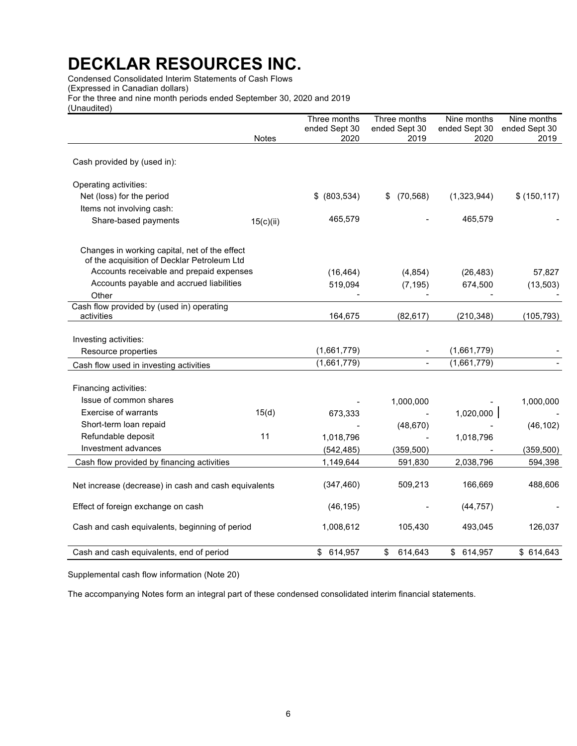# DECKLAR RESOURCES INC.

Condensed Consolidated Interim Statements of Cash Flows
(Expressed in Canadian dollars)
For the three and nine month periods ended September 30, 2020 and 2019
(Unaudited)

| | Notes | Three months ended Sept 30 2020 | Three months ended Sept 30 2019 | Nine months ended Sept 30 2020 | Nine months ended Sept 30 2019 |
|---|---|---|---|---|---|
| Cash provided by (used in): | | | | | |
| Operating activities: | | | | | |
| Net (loss) for the period | | $ (803,534) | $ (70,568) | (1,323,944) | $ (150,117) |
| Items not involving cash: | | | | | |
| Share-based payments | 15(c)(ii) | 465,579 | - | 465,579 | - |
| Changes in working capital, net of the effect of the acquisition of Decklar Petroleum Ltd | | | | | |
| Accounts receivable and prepaid expenses | | (16,464) | (4,854) | (26,483) | 57,827 |
| Accounts payable and accrued liabilities | | 519,094 | (7,195) | 674,500 | (13,503) |
| Other | | - | - | - | - |
| Cash flow provided by (used in) operating activities | | 164,675 | (82,617) | (210,348) | (105,793) |
| Investing activities: | | | | | |
| Resource properties | | (1,661,779) | - | (1,661,779) | - |
| Cash flow used in investing activities | | (1,661,779) | - | (1,661,779) | - |
| Financing activities: | | | | | |
| Issue of common shares | | - | 1,000,000 | - | 1,000,000 |
| Exercise of warrants | 15(d) | 673,333 | - | 1,020,000 | - |
| Short-term loan repaid | | - | (48,670) | - | (46,102) |
| Refundable deposit | 11 | 1,018,796 | - | 1,018,796 | |
| Investment advances | | (542,485) | (359,500) | - | (359,500) |
| Cash flow provided by financing activities | | 1,149,644 | 591,830 | 2,038,796 | 594,398 |
| Net increase (decrease) in cash and cash equivalents | | (347,460) | 509,213 | 166,669 | 488,606 |
| Effect of foreign exchange on cash | | (46,195) | - | (44,757) | - |
| Cash and cash equivalents, beginning of period | | 1,008,612 | 105,430 | 493,045 | 126,037 |
| Cash and cash equivalents, end of period | | $ 614,957 | $ 614,643 | $ 614,957 | $ 614,643 |

Supplemental cash flow information (Note 20)

The accompanying Notes form an integral part of these condensed consolidated interim financial statements.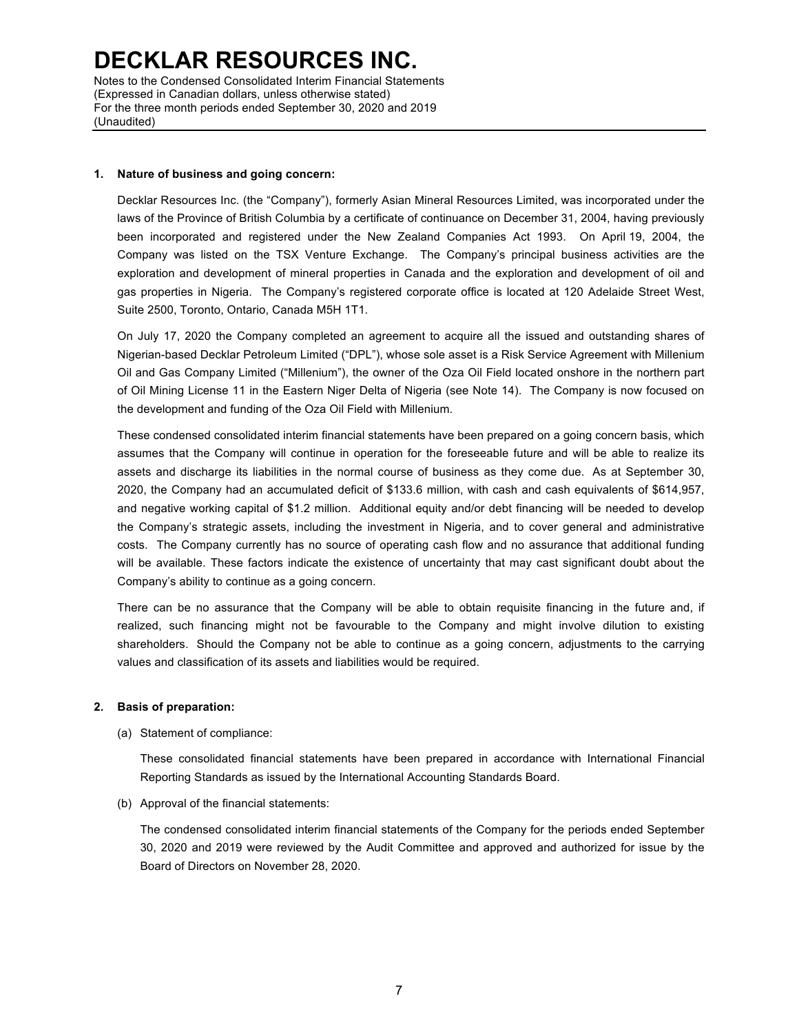# DECKLAR RESOURCES INC.

Notes to the Condensed Consolidated Interim Financial Statements
(Expressed in Canadian dollars, unless otherwise stated)
For the three month periods ended September 30, 2020 and 2019
(Unaudited)

## 1. Nature of business and going concern:

Decklar Resources Inc. (the "Company"), formerly Asian Mineral Resources Limited, was incorporated under the laws of the Province of British Columbia by a certificate of continuance on December 31, 2004, having previously been incorporated and registered under the New Zealand Companies Act 1993. On April 19, 2004, the Company was listed on the TSX Venture Exchange. The Company's principal business activities are the exploration and development of mineral properties in Canada and the exploration and development of oil and gas properties in Nigeria. The Company's registered corporate office is located at 120 Adelaide Street West, Suite 2500, Toronto, Ontario, Canada M5H 1T1.

On July 17, 2020 the Company completed an agreement to acquire all the issued and outstanding shares of Nigerian-based Decklar Petroleum Limited ("DPL"), whose sole asset is a Risk Service Agreement with Millenium Oil and Gas Company Limited ("Millenium"), the owner of the Oza Oil Field located onshore in the northern part of Oil Mining License 11 in the Eastern Niger Delta of Nigeria (see Note 14). The Company is now focused on the development and funding of the Oza Oil Field with Millenium.

These condensed consolidated interim financial statements have been prepared on a going concern basis, which assumes that the Company will continue in operation for the foreseeable future and will be able to realize its assets and discharge its liabilities in the normal course of business as they come due. As at September 30, 2020, the Company had an accumulated deficit of $133.6 million, with cash and cash equivalents of $614,957, and negative working capital of $1.2 million. Additional equity and/or debt financing will be needed to develop the Company's strategic assets, including the investment in Nigeria, and to cover general and administrative costs. The Company currently has no source of operating cash flow and no assurance that additional funding will be available. These factors indicate the existence of uncertainty that may cast significant doubt about the Company's ability to continue as a going concern.

There can be no assurance that the Company will be able to obtain requisite financing in the future and, if realized, such financing might not be favourable to the Company and might involve dilution to existing shareholders. Should the Company not be able to continue as a going concern, adjustments to the carrying values and classification of its assets and liabilities would be required.

## 2. Basis of preparation:

(a) Statement of compliance:

These consolidated financial statements have been prepared in accordance with International Financial Reporting Standards as issued by the International Accounting Standards Board.

(b) Approval of the financial statements:

The condensed consolidated interim financial statements of the Company for the periods ended September 30, 2020 and 2019 were reviewed by the Audit Committee and approved and authorized for issue by the Board of Directors on November 28, 2020.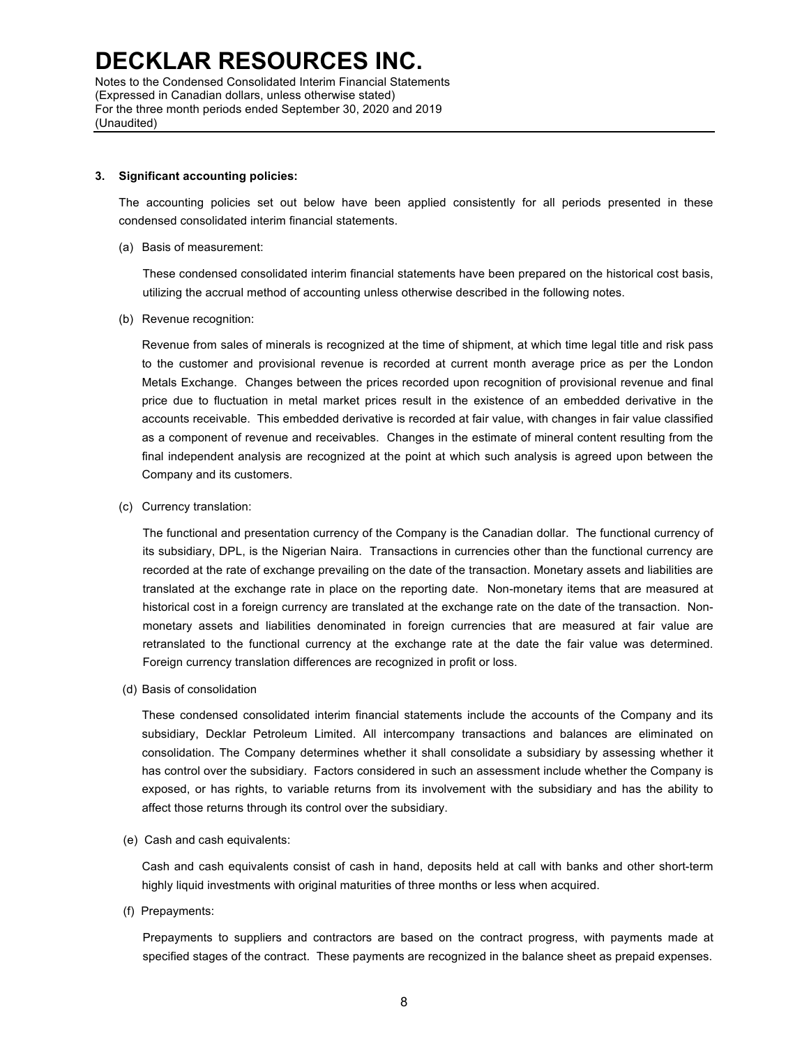**3. Significant accounting policies:**

The accounting policies set out below have been applied consistently for all periods presented in these condensed consolidated interim financial statements.

(a) Basis of measurement:

These condensed consolidated interim financial statements have been prepared on the historical cost basis, utilizing the accrual method of accounting unless otherwise described in the following notes.

(b) Revenue recognition:

Revenue from sales of minerals is recognized at the time of shipment, at which time legal title and risk pass to the customer and provisional revenue is recorded at current month average price as per the London Metals Exchange. Changes between the prices recorded upon recognition of provisional revenue and final price due to fluctuation in metal market prices result in the existence of an embedded derivative in the accounts receivable. This embedded derivative is recorded at fair value, with changes in fair value classified as a component of revenue and receivables. Changes in the estimate of mineral content resulting from the final independent analysis are recognized at the point at which such analysis is agreed upon between the Company and its customers.

(c) Currency translation:

The functional and presentation currency of the Company is the Canadian dollar. The functional currency of its subsidiary, DPL, is the Nigerian Naira. Transactions in currencies other than the functional currency are recorded at the rate of exchange prevailing on the date of the transaction. Monetary assets and liabilities are translated at the exchange rate in place on the reporting date. Non-monetary items that are measured at historical cost in a foreign currency are translated at the exchange rate on the date of the transaction. Non-monetary assets and liabilities denominated in foreign currencies that are measured at fair value are retranslated to the functional currency at the exchange rate at the date the fair value was determined. Foreign currency translation differences are recognized in profit or loss.

(d) Basis of consolidation

These condensed consolidated interim financial statements include the accounts of the Company and its subsidiary, Decklar Petroleum Limited. All intercompany transactions and balances are eliminated on consolidation. The Company determines whether it shall consolidate a subsidiary by assessing whether it has control over the subsidiary. Factors considered in such an assessment include whether the Company is exposed, or has rights, to variable returns from its involvement with the subsidiary and has the ability to affect those returns through its control over the subsidiary.

(e) Cash and cash equivalents:

Cash and cash equivalents consist of cash in hand, deposits held at call with banks and other short-term highly liquid investments with original maturities of three months or less when acquired.

(f) Prepayments:

Prepayments to suppliers and contractors are based on the contract progress, with payments made at specified stages of the contract. These payments are recognized in the balance sheet as prepaid expenses.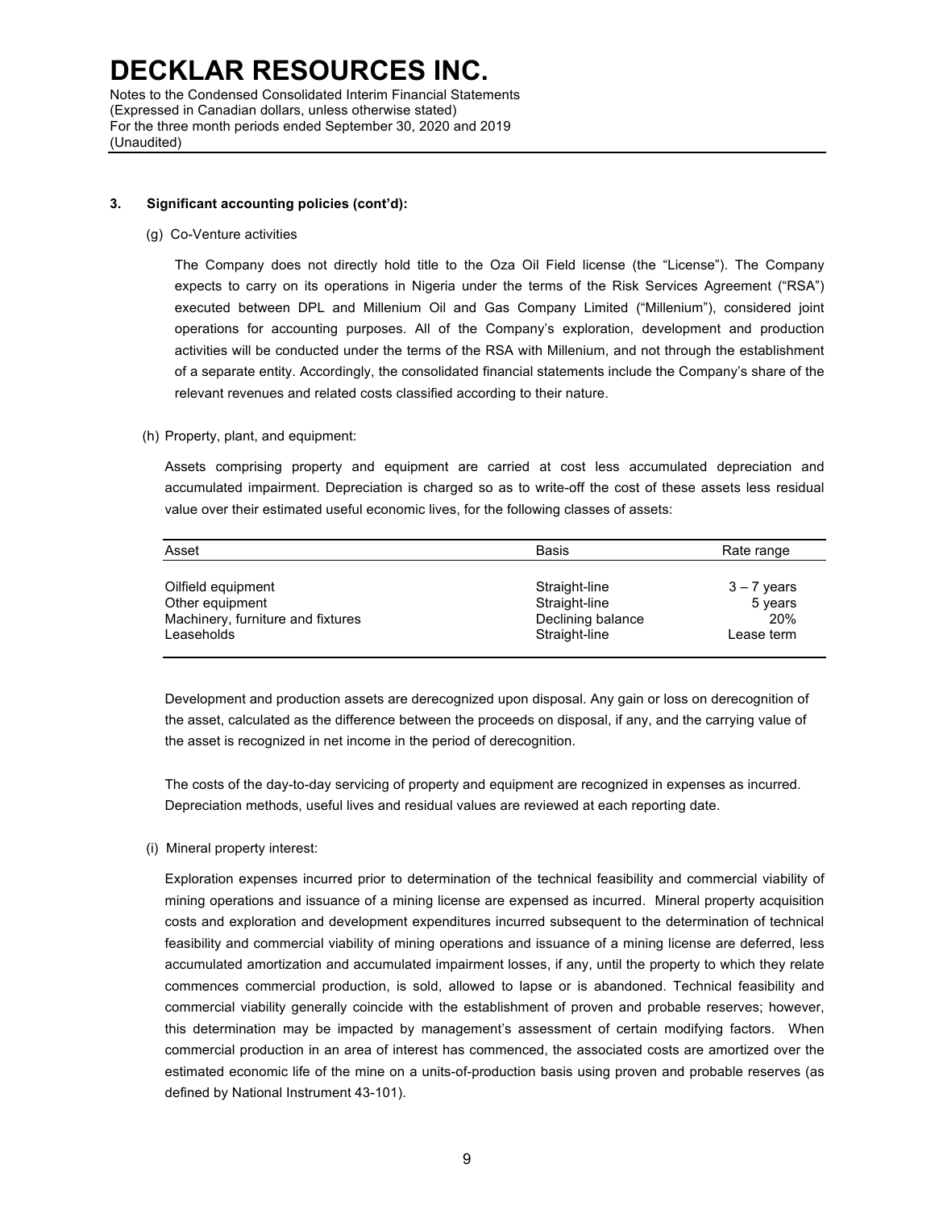### 3. Significant accounting policies (cont'd):

(g) Co-Venture activities

The Company does not directly hold title to the Oza Oil Field license (the "License"). The Company expects to carry on its operations in Nigeria under the terms of the Risk Services Agreement ("RSA") executed between DPL and Millenium Oil and Gas Company Limited ("Millenium"), considered joint operations for accounting purposes. All of the Company's exploration, development and production activities will be conducted under the terms of the RSA with Millenium, and not through the establishment of a separate entity. Accordingly, the consolidated financial statements include the Company's share of the relevant revenues and related costs classified according to their nature.

(h) Property, plant, and equipment:

Assets comprising property and equipment are carried at cost less accumulated depreciation and accumulated impairment. Depreciation is charged so as to write-off the cost of these assets less residual value over their estimated useful economic lives, for the following classes of assets:

| Asset | Basis | Rate range |
|---|---|---|
| Oilfield equipment | Straight-line | 3 – 7 years |
| Other equipment | Straight-line | 5 years |
| Machinery, furniture and fixtures | Declining balance | 20% |
| Leaseholds | Straight-line | Lease term |

Development and production assets are derecognized upon disposal. Any gain or loss on derecognition of the asset, calculated as the difference between the proceeds on disposal, if any, and the carrying value of the asset is recognized in net income in the period of derecognition.

The costs of the day-to-day servicing of property and equipment are recognized in expenses as incurred. Depreciation methods, useful lives and residual values are reviewed at each reporting date.

(i) Mineral property interest:

Exploration expenses incurred prior to determination of the technical feasibility and commercial viability of mining operations and issuance of a mining license are expensed as incurred. Mineral property acquisition costs and exploration and development expenditures incurred subsequent to the determination of technical feasibility and commercial viability of mining operations and issuance of a mining license are deferred, less accumulated amortization and accumulated impairment losses, if any, until the property to which they relate commences commercial production, is sold, allowed to lapse or is abandoned. Technical feasibility and commercial viability generally coincide with the establishment of proven and probable reserves; however, this determination may be impacted by management's assessment of certain modifying factors. When commercial production in an area of interest has commenced, the associated costs are amortized over the estimated economic life of the mine on a units-of-production basis using proven and probable reserves (as defined by National Instrument 43-101).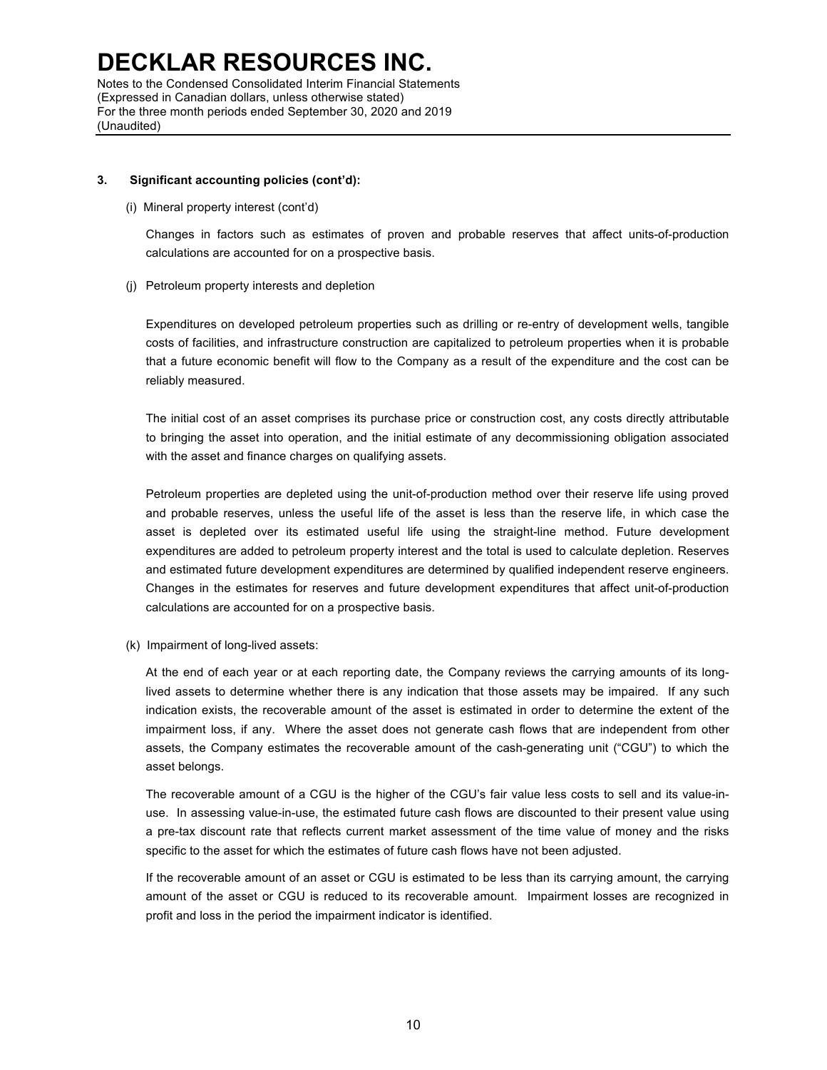### 3. Significant accounting policies (cont'd):

(i) Mineral property interest (cont'd)

Changes in factors such as estimates of proven and probable reserves that affect units-of-production calculations are accounted for on a prospective basis.

(j) Petroleum property interests and depletion

Expenditures on developed petroleum properties such as drilling or re-entry of development wells, tangible costs of facilities, and infrastructure construction are capitalized to petroleum properties when it is probable that a future economic benefit will flow to the Company as a result of the expenditure and the cost can be reliably measured.

The initial cost of an asset comprises its purchase price or construction cost, any costs directly attributable to bringing the asset into operation, and the initial estimate of any decommissioning obligation associated with the asset and finance charges on qualifying assets.

Petroleum properties are depleted using the unit-of-production method over their reserve life using proved and probable reserves, unless the useful life of the asset is less than the reserve life, in which case the asset is depleted over its estimated useful life using the straight-line method. Future development expenditures are added to petroleum property interest and the total is used to calculate depletion. Reserves and estimated future development expenditures are determined by qualified independent reserve engineers. Changes in the estimates for reserves and future development expenditures that affect unit-of-production calculations are accounted for on a prospective basis.

(k) Impairment of long-lived assets:

At the end of each year or at each reporting date, the Company reviews the carrying amounts of its long-lived assets to determine whether there is any indication that those assets may be impaired. If any such indication exists, the recoverable amount of the asset is estimated in order to determine the extent of the impairment loss, if any. Where the asset does not generate cash flows that are independent from other assets, the Company estimates the recoverable amount of the cash-generating unit ("CGU") to which the asset belongs.

The recoverable amount of a CGU is the higher of the CGU's fair value less costs to sell and its value-in-use. In assessing value-in-use, the estimated future cash flows are discounted to their present value using a pre-tax discount rate that reflects current market assessment of the time value of money and the risks specific to the asset for which the estimates of future cash flows have not been adjusted.

If the recoverable amount of an asset or CGU is estimated to be less than its carrying amount, the carrying amount of the asset or CGU is reduced to its recoverable amount. Impairment losses are recognized in profit and loss in the period the impairment indicator is identified.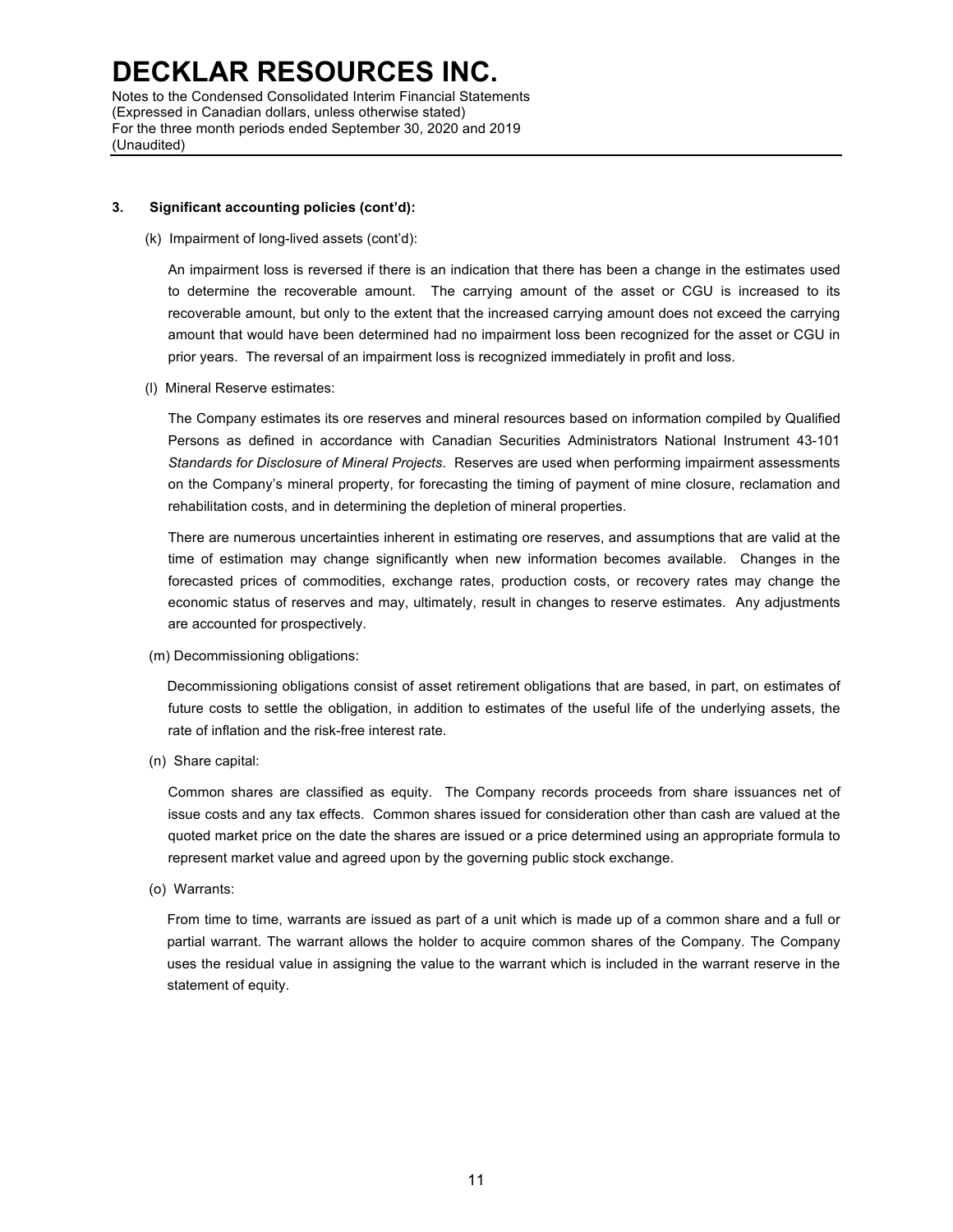### 3. Significant accounting policies (cont'd):

(k) Impairment of long-lived assets (cont'd):

An impairment loss is reversed if there is an indication that there has been a change in the estimates used to determine the recoverable amount. The carrying amount of the asset or CGU is increased to its recoverable amount, but only to the extent that the increased carrying amount does not exceed the carrying amount that would have been determined had no impairment loss been recognized for the asset or CGU in prior years. The reversal of an impairment loss is recognized immediately in profit and loss.

(l) Mineral Reserve estimates:

The Company estimates its ore reserves and mineral resources based on information compiled by Qualified Persons as defined in accordance with Canadian Securities Administrators National Instrument 43-101 *Standards for Disclosure of Mineral Projects*. Reserves are used when performing impairment assessments on the Company's mineral property, for forecasting the timing of payment of mine closure, reclamation and rehabilitation costs, and in determining the depletion of mineral properties.

There are numerous uncertainties inherent in estimating ore reserves, and assumptions that are valid at the time of estimation may change significantly when new information becomes available. Changes in the forecasted prices of commodities, exchange rates, production costs, or recovery rates may change the economic status of reserves and may, ultimately, result in changes to reserve estimates. Any adjustments are accounted for prospectively.

(m) Decommissioning obligations:

Decommissioning obligations consist of asset retirement obligations that are based, in part, on estimates of future costs to settle the obligation, in addition to estimates of the useful life of the underlying assets, the rate of inflation and the risk-free interest rate.

(n) Share capital:

Common shares are classified as equity. The Company records proceeds from share issuances net of issue costs and any tax effects. Common shares issued for consideration other than cash are valued at the quoted market price on the date the shares are issued or a price determined using an appropriate formula to represent market value and agreed upon by the governing public stock exchange.

(o) Warrants:

From time to time, warrants are issued as part of a unit which is made up of a common share and a full or partial warrant. The warrant allows the holder to acquire common shares of the Company. The Company uses the residual value in assigning the value to the warrant which is included in the warrant reserve in the statement of equity.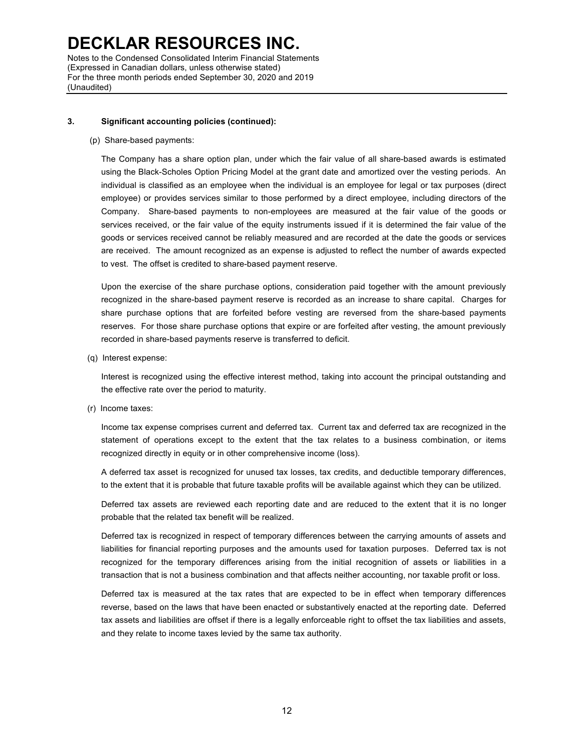### 3. Significant accounting policies (continued):

(p) Share-based payments:

The Company has a share option plan, under which the fair value of all share-based awards is estimated using the Black-Scholes Option Pricing Model at the grant date and amortized over the vesting periods. An individual is classified as an employee when the individual is an employee for legal or tax purposes (direct employee) or provides services similar to those performed by a direct employee, including directors of the Company. Share-based payments to non-employees are measured at the fair value of the goods or services received, or the fair value of the equity instruments issued if it is determined the fair value of the goods or services received cannot be reliably measured and are recorded at the date the goods or services are received. The amount recognized as an expense is adjusted to reflect the number of awards expected to vest. The offset is credited to share-based payment reserve.

Upon the exercise of the share purchase options, consideration paid together with the amount previously recognized in the share-based payment reserve is recorded as an increase to share capital. Charges for share purchase options that are forfeited before vesting are reversed from the share-based payments reserves. For those share purchase options that expire or are forfeited after vesting, the amount previously recorded in share-based payments reserve is transferred to deficit.

(q) Interest expense:

Interest is recognized using the effective interest method, taking into account the principal outstanding and the effective rate over the period to maturity.

(r) Income taxes:

Income tax expense comprises current and deferred tax. Current tax and deferred tax are recognized in the statement of operations except to the extent that the tax relates to a business combination, or items recognized directly in equity or in other comprehensive income (loss).

A deferred tax asset is recognized for unused tax losses, tax credits, and deductible temporary differences, to the extent that it is probable that future taxable profits will be available against which they can be utilized.

Deferred tax assets are reviewed each reporting date and are reduced to the extent that it is no longer probable that the related tax benefit will be realized.

Deferred tax is recognized in respect of temporary differences between the carrying amounts of assets and liabilities for financial reporting purposes and the amounts used for taxation purposes. Deferred tax is not recognized for the temporary differences arising from the initial recognition of assets or liabilities in a transaction that is not a business combination and that affects neither accounting, nor taxable profit or loss.

Deferred tax is measured at the tax rates that are expected to be in effect when temporary differences reverse, based on the laws that have been enacted or substantively enacted at the reporting date. Deferred tax assets and liabilities are offset if there is a legally enforceable right to offset the tax liabilities and assets, and they relate to income taxes levied by the same tax authority.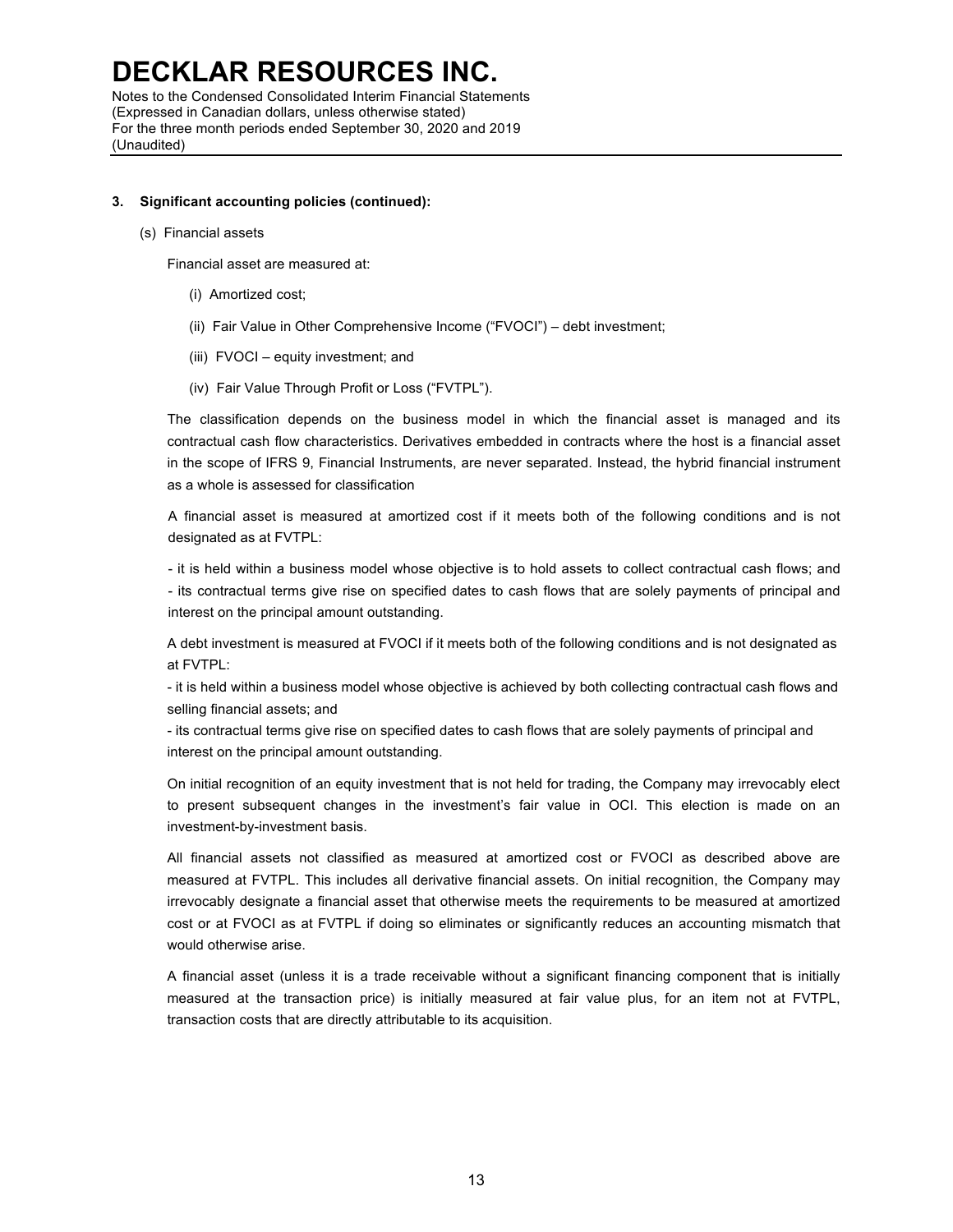### 3. Significant accounting policies (continued):

(s) Financial assets

Financial asset are measured at:

(i) Amortized cost;

(ii) Fair Value in Other Comprehensive Income ("FVOCI") – debt investment;

(iii) FVOCI – equity investment; and

(iv) Fair Value Through Profit or Loss ("FVTPL").

The classification depends on the business model in which the financial asset is managed and its contractual cash flow characteristics. Derivatives embedded in contracts where the host is a financial asset in the scope of IFRS 9, Financial Instruments, are never separated. Instead, the hybrid financial instrument as a whole is assessed for classification

A financial asset is measured at amortized cost if it meets both of the following conditions and is not designated as at FVTPL:

- it is held within a business model whose objective is to hold assets to collect contractual cash flows; and
- its contractual terms give rise on specified dates to cash flows that are solely payments of principal and interest on the principal amount outstanding.

A debt investment is measured at FVOCI if it meets both of the following conditions and is not designated as at FVTPL:

- it is held within a business model whose objective is achieved by both collecting contractual cash flows and selling financial assets; and
- its contractual terms give rise on specified dates to cash flows that are solely payments of principal and interest on the principal amount outstanding.

On initial recognition of an equity investment that is not held for trading, the Company may irrevocably elect to present subsequent changes in the investment's fair value in OCI. This election is made on an investment-by-investment basis.

All financial assets not classified as measured at amortized cost or FVOCI as described above are measured at FVTPL. This includes all derivative financial assets. On initial recognition, the Company may irrevocably designate a financial asset that otherwise meets the requirements to be measured at amortized cost or at FVOCI as at FVTPL if doing so eliminates or significantly reduces an accounting mismatch that would otherwise arise.

A financial asset (unless it is a trade receivable without a significant financing component that is initially measured at the transaction price) is initially measured at fair value plus, for an item not at FVTPL, transaction costs that are directly attributable to its acquisition.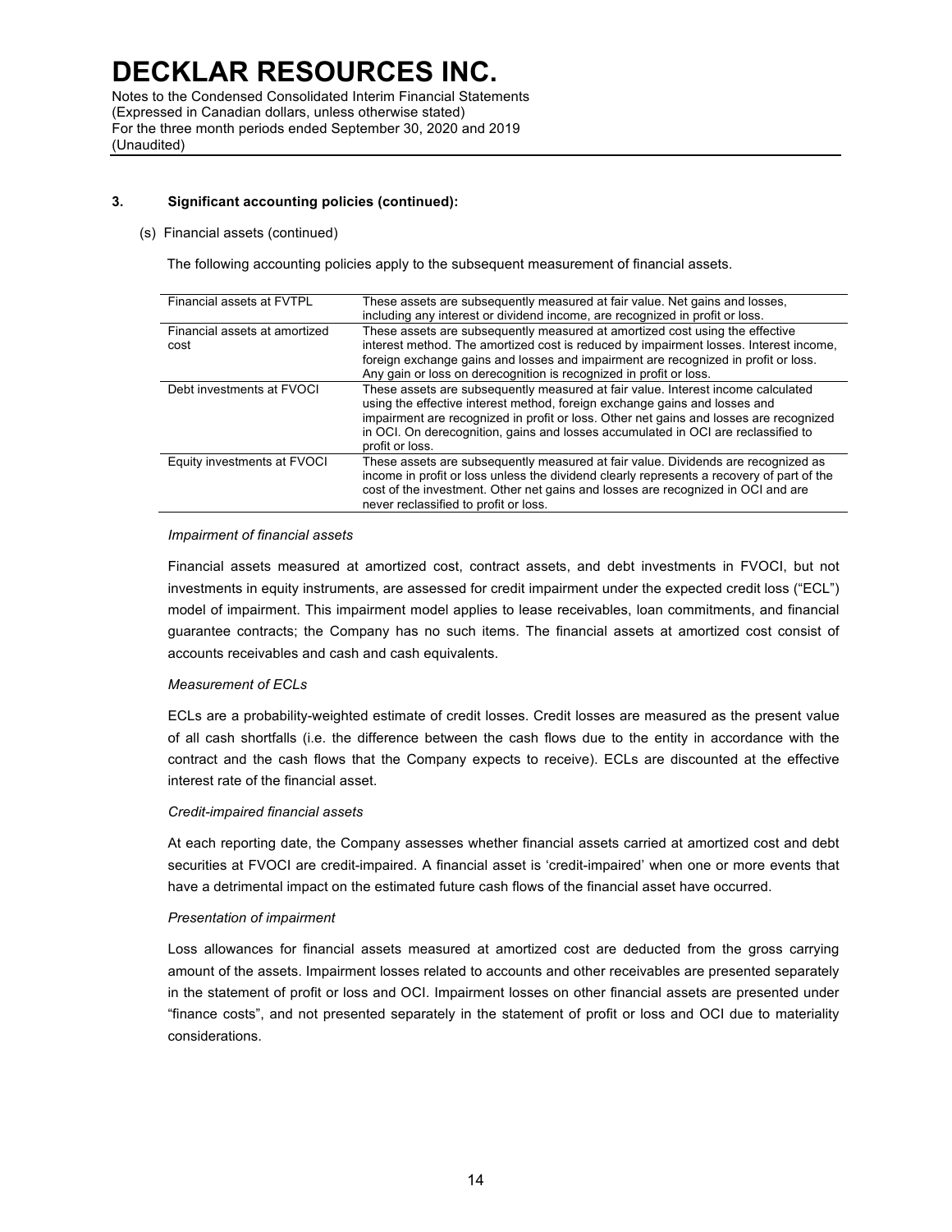### 3. Significant accounting policies (continued):

(s) Financial assets (continued)

The following accounting policies apply to the subsequent measurement of financial assets.

| | |
|---|---|
| Financial assets at FVTPL | These assets are subsequently measured at fair value. Net gains and losses, including any interest or dividend income, are recognized in profit or loss. |
| Financial assets at amortized cost | These assets are subsequently measured at amortized cost using the effective interest method. The amortized cost is reduced by impairment losses. Interest income, foreign exchange gains and losses and impairment are recognized in profit or loss. Any gain or loss on derecognition is recognized in profit or loss. |
| Debt investments at FVOCI | These assets are subsequently measured at fair value. Interest income calculated using the effective interest method, foreign exchange gains and losses and impairment are recognized in profit or loss. Other net gains and losses are recognized in OCI. On derecognition, gains and losses accumulated in OCI are reclassified to profit or loss. |
| Equity investments at FVOCI | These assets are subsequently measured at fair value. Dividends are recognized as income in profit or loss unless the dividend clearly represents a recovery of part of the cost of the investment. Other net gains and losses are recognized in OCI and are never reclassified to profit or loss. |

*Impairment of financial assets*

Financial assets measured at amortized cost, contract assets, and debt investments in FVOCI, but not investments in equity instruments, are assessed for credit impairment under the expected credit loss ("ECL") model of impairment. This impairment model applies to lease receivables, loan commitments, and financial guarantee contracts; the Company has no such items. The financial assets at amortized cost consist of accounts receivables and cash and cash equivalents.

*Measurement of ECLs*

ECLs are a probability-weighted estimate of credit losses. Credit losses are measured as the present value of all cash shortfalls (i.e. the difference between the cash flows due to the entity in accordance with the contract and the cash flows that the Company expects to receive). ECLs are discounted at the effective interest rate of the financial asset.

*Credit-impaired financial assets*

At each reporting date, the Company assesses whether financial assets carried at amortized cost and debt securities at FVOCI are credit-impaired. A financial asset is 'credit-impaired' when one or more events that have a detrimental impact on the estimated future cash flows of the financial asset have occurred.

*Presentation of impairment*

Loss allowances for financial assets measured at amortized cost are deducted from the gross carrying amount of the assets. Impairment losses related to accounts and other receivables are presented separately in the statement of profit or loss and OCI. Impairment losses on other financial assets are presented under "finance costs", and not presented separately in the statement of profit or loss and OCI due to materiality considerations.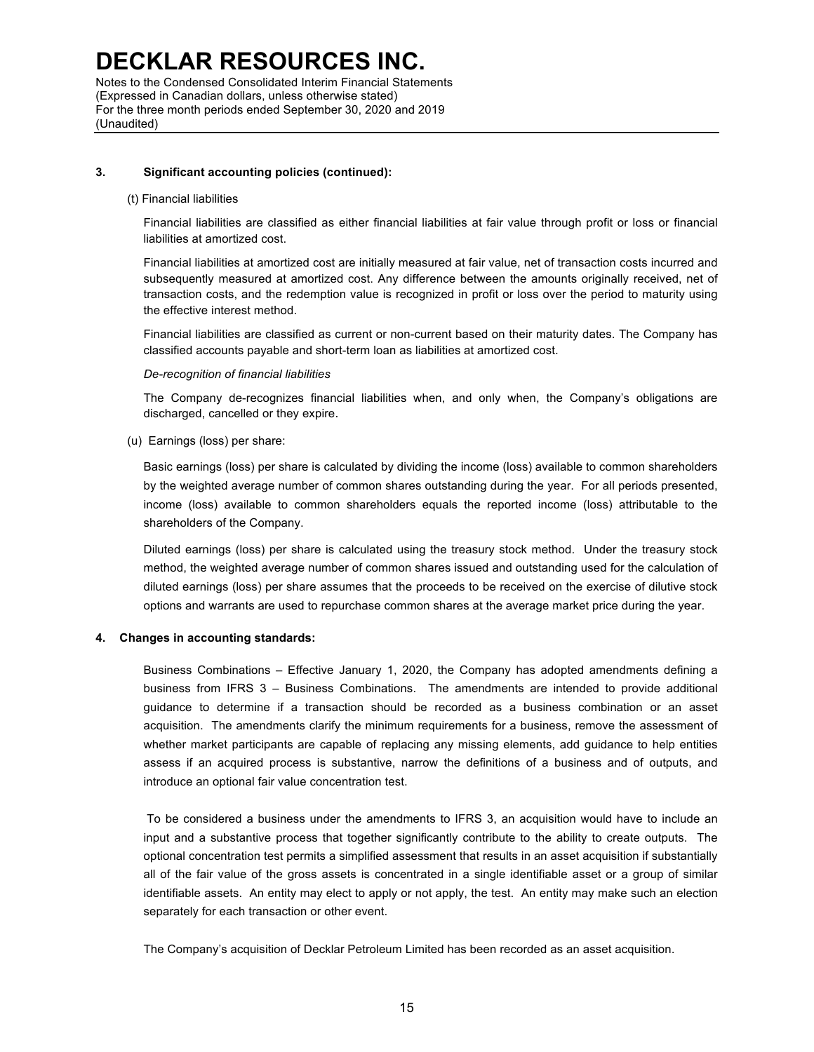### 3. Significant accounting policies (continued):

(t) Financial liabilities

Financial liabilities are classified as either financial liabilities at fair value through profit or loss or financial liabilities at amortized cost.

Financial liabilities at amortized cost are initially measured at fair value, net of transaction costs incurred and subsequently measured at amortized cost. Any difference between the amounts originally received, net of transaction costs, and the redemption value is recognized in profit or loss over the period to maturity using the effective interest method.

Financial liabilities are classified as current or non-current based on their maturity dates. The Company has classified accounts payable and short-term loan as liabilities at amortized cost.

*De-recognition of financial liabilities*

The Company de-recognizes financial liabilities when, and only when, the Company's obligations are discharged, cancelled or they expire.

(u) Earnings (loss) per share:

Basic earnings (loss) per share is calculated by dividing the income (loss) available to common shareholders by the weighted average number of common shares outstanding during the year. For all periods presented, income (loss) available to common shareholders equals the reported income (loss) attributable to the shareholders of the Company.

Diluted earnings (loss) per share is calculated using the treasury stock method. Under the treasury stock method, the weighted average number of common shares issued and outstanding used for the calculation of diluted earnings (loss) per share assumes that the proceeds to be received on the exercise of dilutive stock options and warrants are used to repurchase common shares at the average market price during the year.

### 4. Changes in accounting standards:

Business Combinations – Effective January 1, 2020, the Company has adopted amendments defining a business from IFRS 3 – Business Combinations. The amendments are intended to provide additional guidance to determine if a transaction should be recorded as a business combination or an asset acquisition. The amendments clarify the minimum requirements for a business, remove the assessment of whether market participants are capable of replacing any missing elements, add guidance to help entities assess if an acquired process is substantive, narrow the definitions of a business and of outputs, and introduce an optional fair value concentration test.

To be considered a business under the amendments to IFRS 3, an acquisition would have to include an input and a substantive process that together significantly contribute to the ability to create outputs. The optional concentration test permits a simplified assessment that results in an asset acquisition if substantially all of the fair value of the gross assets is concentrated in a single identifiable asset or a group of similar identifiable assets. An entity may elect to apply or not apply, the test. An entity may make such an election separately for each transaction or other event.

The Company's acquisition of Decklar Petroleum Limited has been recorded as an asset acquisition.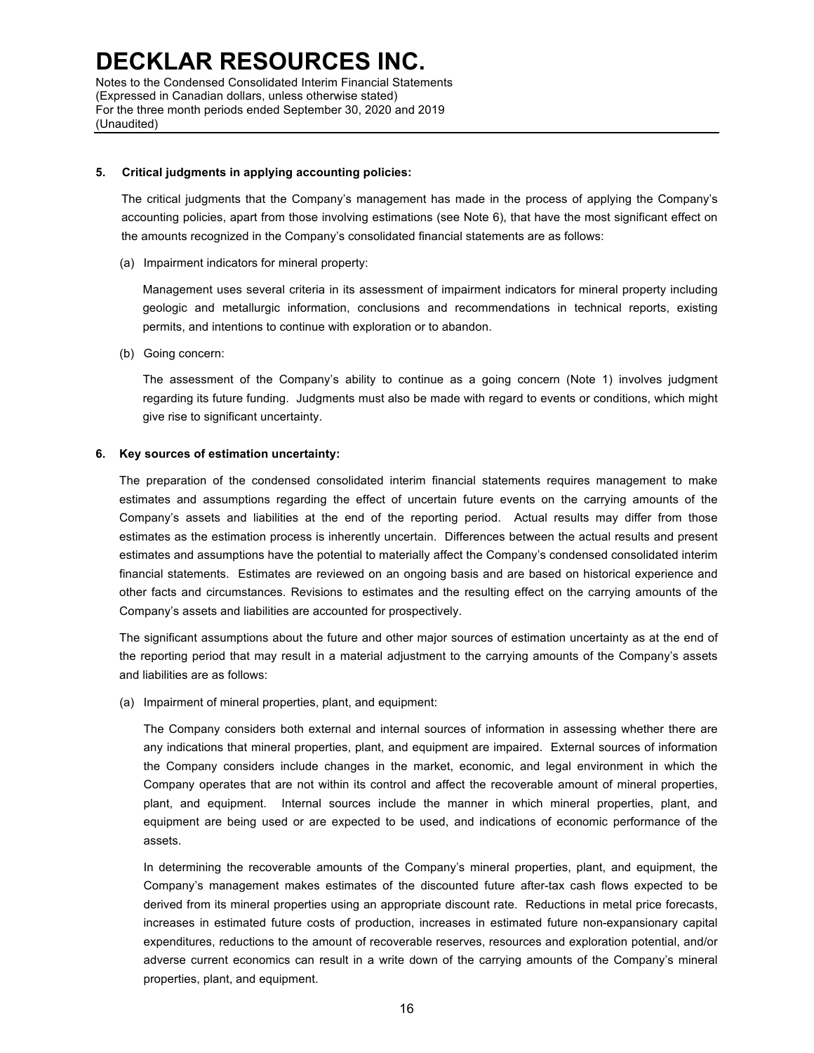## 5. Critical judgments in applying accounting policies:

The critical judgments that the Company's management has made in the process of applying the Company's accounting policies, apart from those involving estimations (see Note 6), that have the most significant effect on the amounts recognized in the Company's consolidated financial statements are as follows:

(a) Impairment indicators for mineral property:

Management uses several criteria in its assessment of impairment indicators for mineral property including geologic and metallurgic information, conclusions and recommendations in technical reports, existing permits, and intentions to continue with exploration or to abandon.

(b) Going concern:

The assessment of the Company's ability to continue as a going concern (Note 1) involves judgment regarding its future funding. Judgments must also be made with regard to events or conditions, which might give rise to significant uncertainty.

## 6. Key sources of estimation uncertainty:

The preparation of the condensed consolidated interim financial statements requires management to make estimates and assumptions regarding the effect of uncertain future events on the carrying amounts of the Company's assets and liabilities at the end of the reporting period. Actual results may differ from those estimates as the estimation process is inherently uncertain. Differences between the actual results and present estimates and assumptions have the potential to materially affect the Company's condensed consolidated interim financial statements. Estimates are reviewed on an ongoing basis and are based on historical experience and other facts and circumstances. Revisions to estimates and the resulting effect on the carrying amounts of the Company's assets and liabilities are accounted for prospectively.

The significant assumptions about the future and other major sources of estimation uncertainty as at the end of the reporting period that may result in a material adjustment to the carrying amounts of the Company's assets and liabilities are as follows:

(a) Impairment of mineral properties, plant, and equipment:

The Company considers both external and internal sources of information in assessing whether there are any indications that mineral properties, plant, and equipment are impaired. External sources of information the Company considers include changes in the market, economic, and legal environment in which the Company operates that are not within its control and affect the recoverable amount of mineral properties, plant, and equipment. Internal sources include the manner in which mineral properties, plant, and equipment are being used or are expected to be used, and indications of economic performance of the assets.

In determining the recoverable amounts of the Company's mineral properties, plant, and equipment, the Company's management makes estimates of the discounted future after-tax cash flows expected to be derived from its mineral properties using an appropriate discount rate. Reductions in metal price forecasts, increases in estimated future costs of production, increases in estimated future non-expansionary capital expenditures, reductions to the amount of recoverable reserves, resources and exploration potential, and/or adverse current economics can result in a write down of the carrying amounts of the Company's mineral properties, plant, and equipment.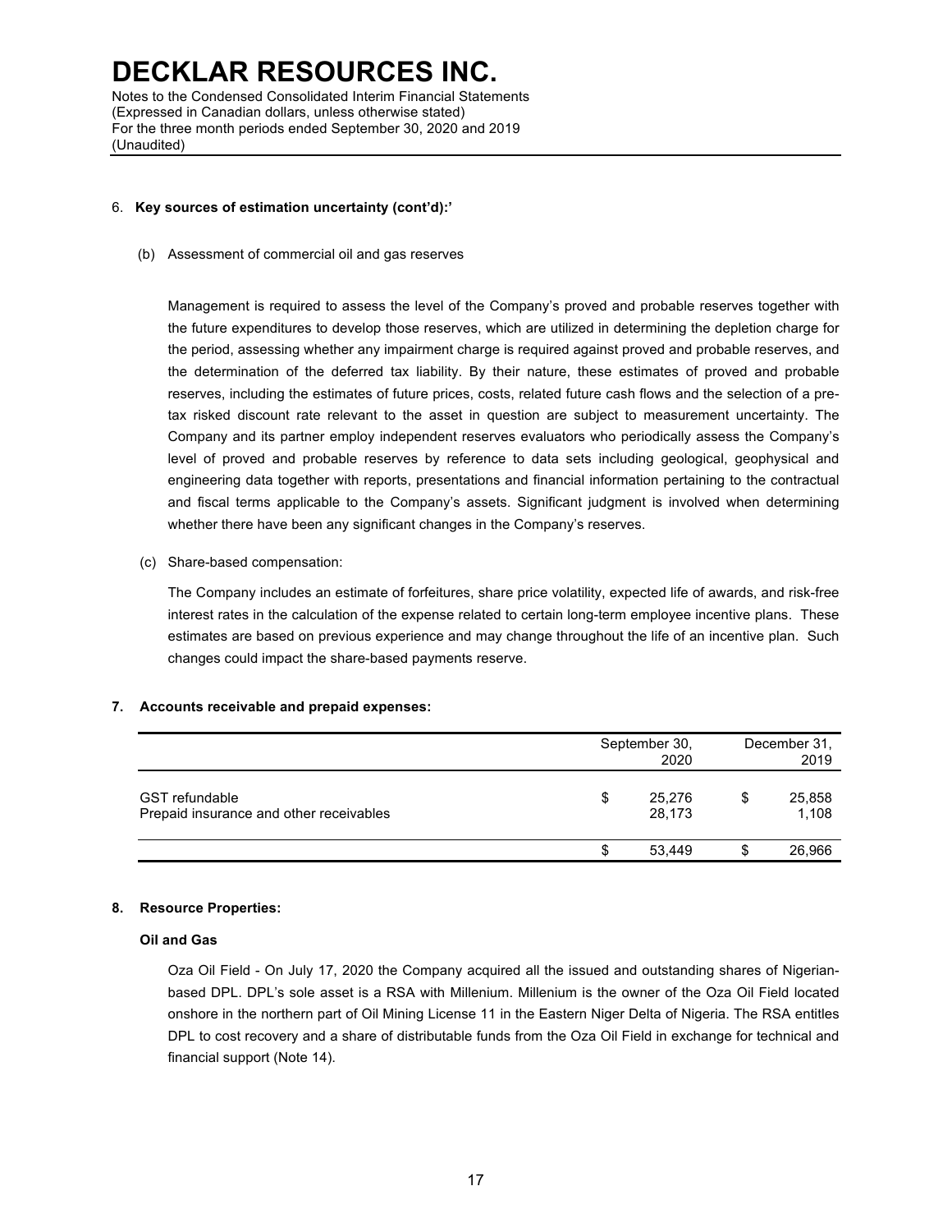6. **Key sources of estimation uncertainty (cont'd):'**

(b) Assessment of commercial oil and gas reserves

Management is required to assess the level of the Company's proved and probable reserves together with the future expenditures to develop those reserves, which are utilized in determining the depletion charge for the period, assessing whether any impairment charge is required against proved and probable reserves, and the determination of the deferred tax liability. By their nature, these estimates of proved and probable reserves, including the estimates of future prices, costs, related future cash flows and the selection of a pre-tax risked discount rate relevant to the asset in question are subject to measurement uncertainty. The Company and its partner employ independent reserves evaluators who periodically assess the Company's level of proved and probable reserves by reference to data sets including geological, geophysical and engineering data together with reports, presentations and financial information pertaining to the contractual and fiscal terms applicable to the Company's assets. Significant judgment is involved when determining whether there have been any significant changes in the Company's reserves.

(c) Share-based compensation:

The Company includes an estimate of forfeitures, share price volatility, expected life of awards, and risk-free interest rates in the calculation of the expense related to certain long-term employee incentive plans. These estimates are based on previous experience and may change throughout the life of an incentive plan. Such changes could impact the share-based payments reserve.

**7. Accounts receivable and prepaid expenses:**

| | September 30, 2020 | December 31, 2019 |
|---|---|---|
| GST refundable | $ 25,276 | $ 25,858 |
| Prepaid insurance and other receivables | 28,173 | 1,108 |
| | $ 53,449 | $ 26,966 |

**8. Resource Properties:**

**Oil and Gas**

Oza Oil Field - On July 17, 2020 the Company acquired all the issued and outstanding shares of Nigerian-based DPL. DPL's sole asset is a RSA with Millenium. Millenium is the owner of the Oza Oil Field located onshore in the northern part of Oil Mining License 11 in the Eastern Niger Delta of Nigeria. The RSA entitles DPL to cost recovery and a share of distributable funds from the Oza Oil Field in exchange for technical and financial support (Note 14).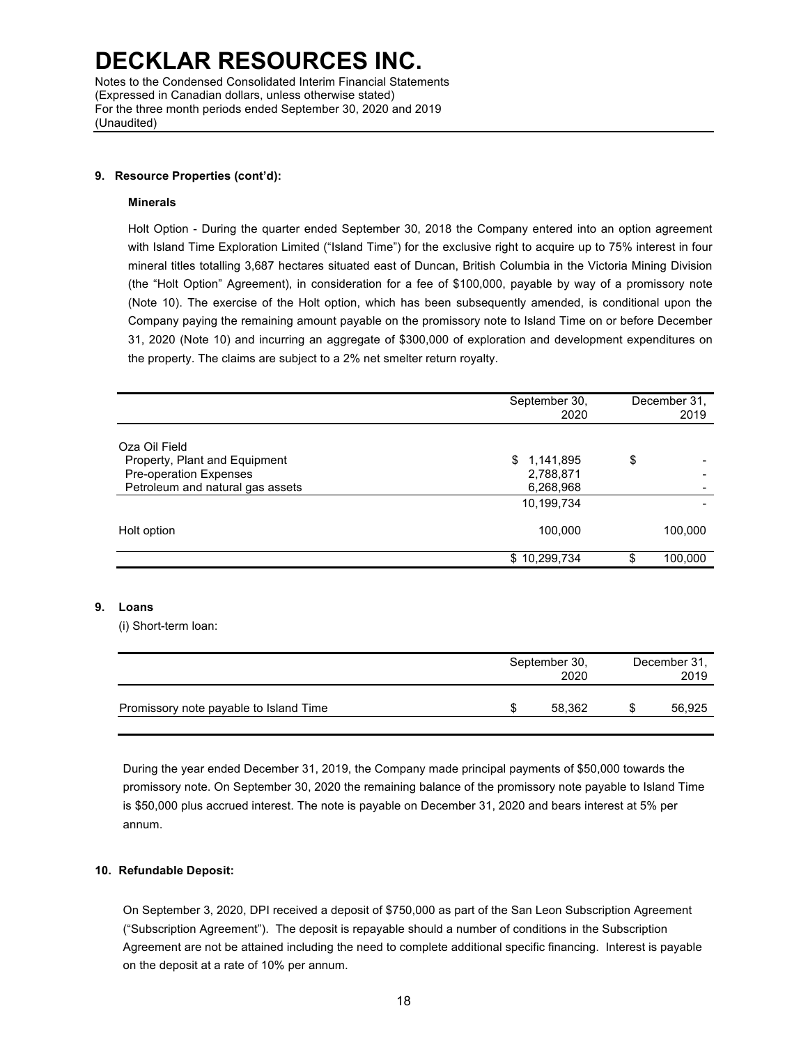**9. Resource Properties (cont'd):**

**Minerals**

Holt Option - During the quarter ended September 30, 2018 the Company entered into an option agreement with Island Time Exploration Limited ("Island Time") for the exclusive right to acquire up to 75% interest in four mineral titles totalling 3,687 hectares situated east of Duncan, British Columbia in the Victoria Mining Division (the "Holt Option" Agreement), in consideration for a fee of $100,000, payable by way of a promissory note (Note 10). The exercise of the Holt option, which has been subsequently amended, is conditional upon the Company paying the remaining amount payable on the promissory note to Island Time on or before December 31, 2020 (Note 10) and incurring an aggregate of $300,000 of exploration and development expenditures on the property. The claims are subject to a 2% net smelter return royalty.

| | September 30, 2020 | December 31, 2019 |
|---|---|---|
| Oza Oil Field | | |
| Property, Plant and Equipment | $ 1,141,895 | $ - |
| Pre-operation Expenses | 2,788,871 | - |
| Petroleum and natural gas assets | 6,268,968 | - |
| | 10,199,734 | - |
| Holt option | 100,000 | 100,000 |
| | $ 10,299,734 | $ 100,000 |

**9. Loans**

(i) Short-term loan:

| | September 30, 2020 | December 31, 2019 |
|---|---|---|
| Promissory note payable to Island Time | $ 58,362 | $ 56,925 |

During the year ended December 31, 2019, the Company made principal payments of $50,000 towards the promissory note. On September 30, 2020 the remaining balance of the promissory note payable to Island Time is $50,000 plus accrued interest. The note is payable on December 31, 2020 and bears interest at 5% per annum.

**10. Refundable Deposit:**

On September 3, 2020, DPI received a deposit of $750,000 as part of the San Leon Subscription Agreement ("Subscription Agreement"). The deposit is repayable should a number of conditions in the Subscription Agreement are not be attained including the need to complete additional specific financing. Interest is payable on the deposit at a rate of 10% per annum.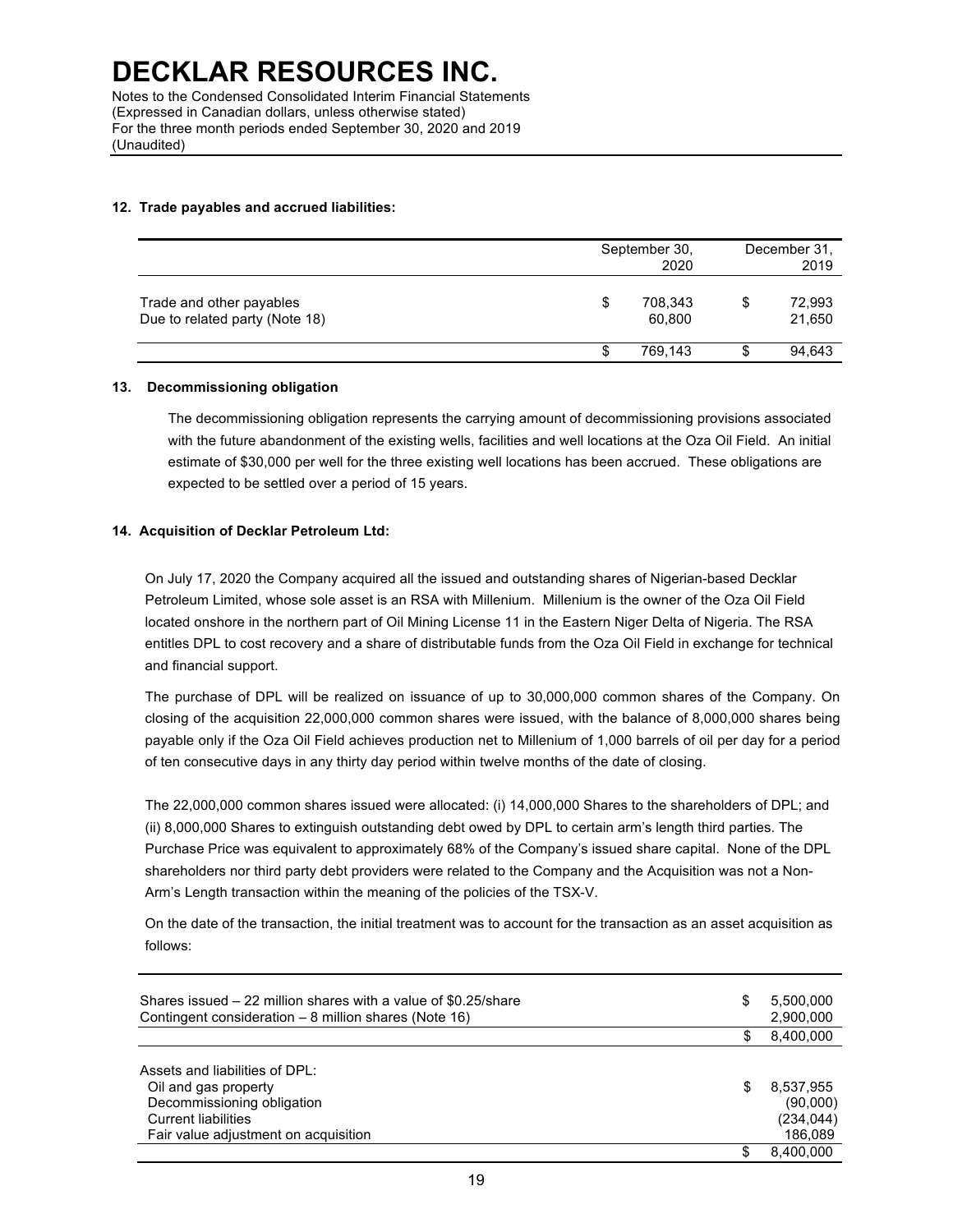# DECKLAR RESOURCES INC.

Notes to the Condensed Consolidated Interim Financial Statements
(Expressed in Canadian dollars, unless otherwise stated)
For the three month periods ended September 30, 2020 and 2019
(Unaudited)

**12. Trade payables and accrued liabilities:**

| | September 30, 2020 | December 31, 2019 |
|---|---|---|
| Trade and other payables | $ 708,343 | $ 72,993 |
| Due to related party (Note 18) | 60,800 | 21,650 |
| | $ 769,143 | $ 94,643 |

**13. Decommissioning obligation**

The decommissioning obligation represents the carrying amount of decommissioning provisions associated with the future abandonment of the existing wells, facilities and well locations at the Oza Oil Field. An initial estimate of $30,000 per well for the three existing well locations has been accrued. These obligations are expected to be settled over a period of 15 years.

**14. Acquisition of Decklar Petroleum Ltd:**

On July 17, 2020 the Company acquired all the issued and outstanding shares of Nigerian-based Decklar Petroleum Limited, whose sole asset is an RSA with Millenium. Millenium is the owner of the Oza Oil Field located onshore in the northern part of Oil Mining License 11 in the Eastern Niger Delta of Nigeria. The RSA entitles DPL to cost recovery and a share of distributable funds from the Oza Oil Field in exchange for technical and financial support.

The purchase of DPL will be realized on issuance of up to 30,000,000 common shares of the Company. On closing of the acquisition 22,000,000 common shares were issued, with the balance of 8,000,000 shares being payable only if the Oza Oil Field achieves production net to Millenium of 1,000 barrels of oil per day for a period of ten consecutive days in any thirty day period within twelve months of the date of closing.

The 22,000,000 common shares issued were allocated: (i) 14,000,000 Shares to the shareholders of DPL; and (ii) 8,000,000 Shares to extinguish outstanding debt owed by DPL to certain arm's length third parties. The Purchase Price was equivalent to approximately 68% of the Company's issued share capital. None of the DPL shareholders nor third party debt providers were related to the Company and the Acquisition was not a Non-Arm's Length transaction within the meaning of the policies of the TSX-V.

On the date of the transaction, the initial treatment was to account for the transaction as an asset acquisition as follows:

| | |
|---|---|
| Shares issued – 22 million shares with a value of $0.25/share | $ 5,500,000 |
| Contingent consideration – 8 million shares (Note 16) | 2,900,000 |
| | $ 8,400,000 |
| Assets and liabilities of DPL: | |
| Oil and gas property | $ 8,537,955 |
| Decommissioning obligation | (90,000) |
| Current liabilities | (234,044) |
| Fair value adjustment on acquisition | 186,089 |
| | $ 8,400,000 |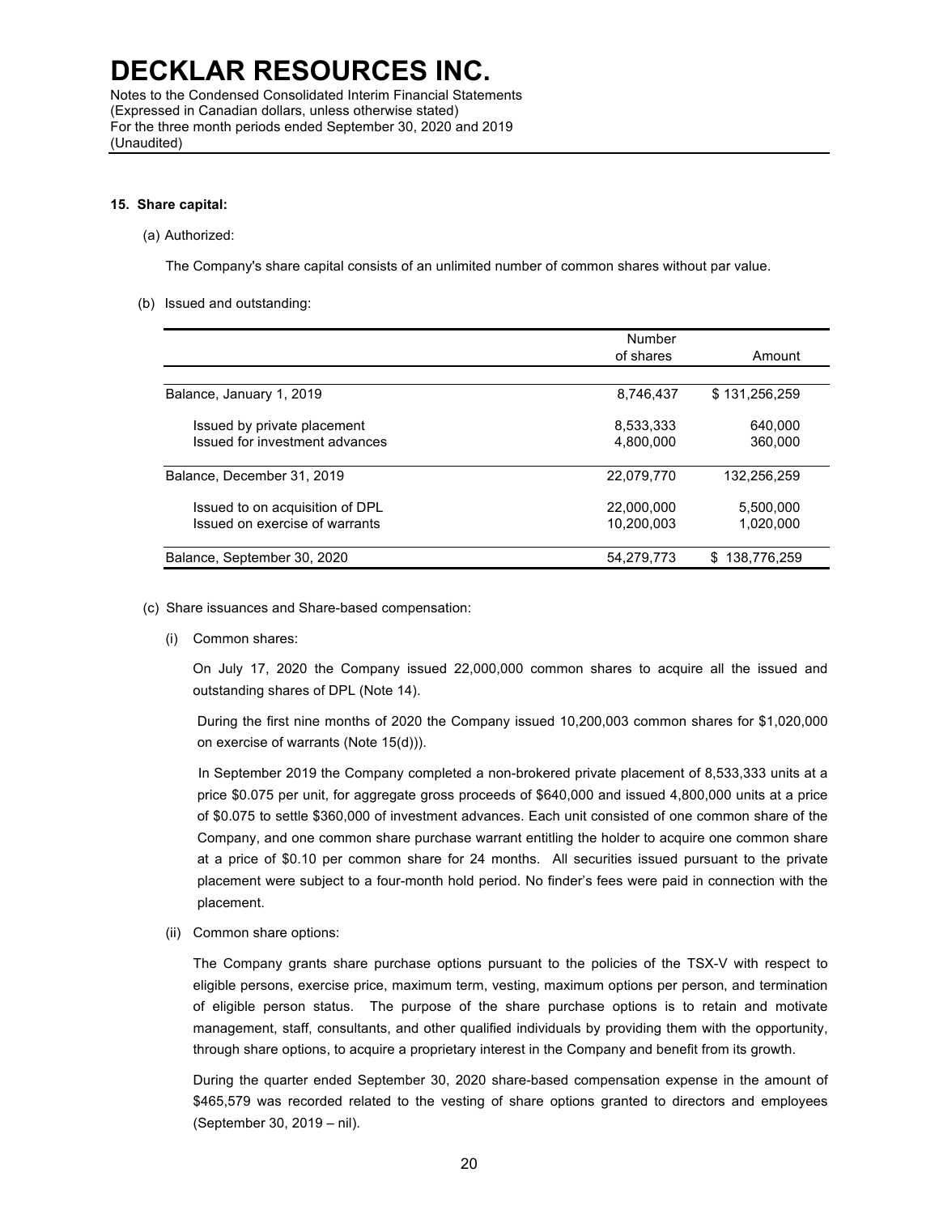# DECKLAR RESOURCES INC.

Notes to the Condensed Consolidated Interim Financial Statements
(Expressed in Canadian dollars, unless otherwise stated)
For the three month periods ended September 30, 2020 and 2019
(Unaudited)

**15. Share capital:**

(a) Authorized:

The Company's share capital consists of an unlimited number of common shares without par value.

(b) Issued and outstanding:

| | Number of shares | Amount |
|---|---|---|
| Balance, January 1, 2019 | 8,746,437 | $ 131,256,259 |
| Issued by private placement | 8,533,333 | 640,000 |
| Issued for investment advances | 4,800,000 | 360,000 |
| Balance, December 31, 2019 | 22,079,770 | 132,256,259 |
| Issued to on acquisition of DPL | 22,000,000 | 5,500,000 |
| Issued on exercise of warrants | 10,200,003 | 1,020,000 |
| Balance, September 30, 2020 | 54,279,773 | $ 138,776,259 |

(c) Share issuances and Share-based compensation:

(i) Common shares:

On July 17, 2020 the Company issued 22,000,000 common shares to acquire all the issued and outstanding shares of DPL (Note 14).

During the first nine months of 2020 the Company issued 10,200,003 common shares for $1,020,000 on exercise of warrants (Note 15(d)).

In September 2019 the Company completed a non-brokered private placement of 8,533,333 units at a price $0.075 per unit, for aggregate gross proceeds of $640,000 and issued 4,800,000 units at a price of $0.075 to settle $360,000 of investment advances. Each unit consisted of one common share of the Company, and one common share purchase warrant entitling the holder to acquire one common share at a price of $0.10 per common share for 24 months. All securities issued pursuant to the private placement were subject to a four-month hold period. No finder's fees were paid in connection with the placement.

(ii) Common share options:

The Company grants share purchase options pursuant to the policies of the TSX-V with respect to eligible persons, exercise price, maximum term, vesting, maximum options per person, and termination of eligible person status. The purpose of the share purchase options is to retain and motivate management, staff, consultants, and other qualified individuals by providing them with the opportunity, through share options, to acquire a proprietary interest in the Company and benefit from its growth.

During the quarter ended September 30, 2020 share-based compensation expense in the amount of $465,579 was recorded related to the vesting of share options granted to directors and employees (September 30, 2019 – nil).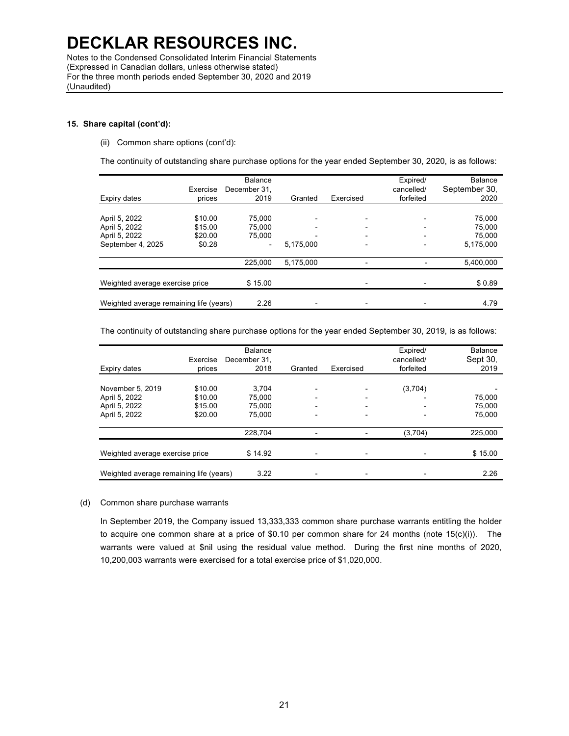# DECKLAR RESOURCES INC.

Notes to the Condensed Consolidated Interim Financial Statements
(Expressed in Canadian dollars, unless otherwise stated)
For the three month periods ended September 30, 2020 and 2019
(Unaudited)

**15. Share capital (cont'd):**

(ii) Common share options (cont'd):

The continuity of outstanding share purchase options for the year ended September 30, 2020, is as follows:

| Expiry dates | Exercise prices | Balance December 31, 2019 | Granted | Exercised | Expired/ cancelled/ forfeited | Balance September 30, 2020 |
|---|---|---|---|---|---|---|
| April 5, 2022 | $10.00 | 75,000 | - | - | - | 75,000 |
| April 5, 2022 | $15.00 | 75,000 | - | - | - | 75,000 |
| April 5, 2022 | $20.00 | 75,000 | - | - | - | 75,000 |
| September 4, 2025 | $0.28 | - | 5,175,000 | - | - | 5,175,000 |
| | | 225,000 | 5,175,000 | - | - | 5,400,000 |
| Weighted average exercise price | | $ 15.00 | | - | - | $ 0.89 |
| Weighted average remaining life (years) | | 2.26 | - | - | - | 4.79 |

The continuity of outstanding share purchase options for the year ended September 30, 2019, is as follows:

| Expiry dates | Exercise prices | Balance December 31, 2018 | Granted | Exercised | Expired/ cancelled/ forfeited | Balance Sept 30, 2019 |
|---|---|---|---|---|---|---|
| November 5, 2019 | $10.00 | 3,704 | - | - | (3,704) | - |
| April 5, 2022 | $10.00 | 75,000 | - | - | - | 75,000 |
| April 5, 2022 | $15.00 | 75,000 | - | - | - | 75,000 |
| April 5, 2022 | $20.00 | 75,000 | - | - | - | 75,000 |
| | | 228,704 | - | - | (3,704) | 225,000 |
| Weighted average exercise price | | $ 14.92 | - | - | - | $ 15.00 |
| Weighted average remaining life (years) | | 3.22 | - | - | - | 2.26 |

(d) Common share purchase warrants

In September 2019, the Company issued 13,333,333 common share purchase warrants entitling the holder to acquire one common share at a price of $0.10 per common share for 24 months (note 15(c)(i)). The warrants were valued at $nil using the residual value method. During the first nine months of 2020, 10,200,003 warrants were exercised for a total exercise price of $1,020,000.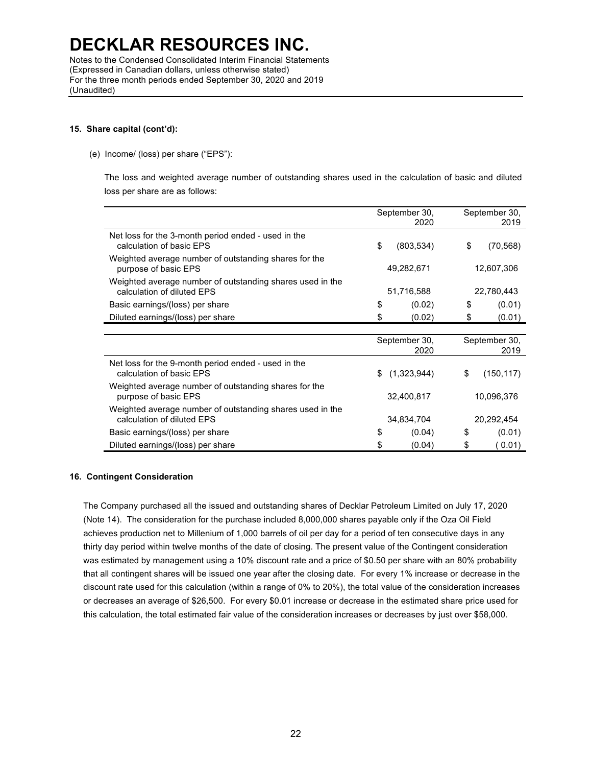### 15. Share capital (cont'd):

(e) Income/ (loss) per share ("EPS"):

The loss and weighted average number of outstanding shares used in the calculation of basic and diluted loss per share are as follows:

| | September 30, 2020 | September 30, 2019 |
|---|---|---|
| Net loss for the 3-month period ended - used in the calculation of basic EPS | $ (803,534) | $ (70,568) |
| Weighted average number of outstanding shares for the purpose of basic EPS | 49,282,671 | 12,607,306 |
| Weighted average number of outstanding shares used in the calculation of diluted EPS | 51,716,588 | 22,780,443 |
| Basic earnings/(loss) per share | $ (0.02) | $ (0.01) |
| Diluted earnings/(loss) per share | $ (0.02) | $ (0.01) |

| | September 30, 2020 | September 30, 2019 |
|---|---|---|
| Net loss for the 9-month period ended - used in the calculation of basic EPS | $ (1,323,944) | $ (150,117) |
| Weighted average number of outstanding shares for the purpose of basic EPS | 32,400,817 | 10,096,376 |
| Weighted average number of outstanding shares used in the calculation of diluted EPS | 34,834,704 | 20,292,454 |
| Basic earnings/(loss) per share | $ (0.04) | $ (0.01) |
| Diluted earnings/(loss) per share | $ (0.04) | $ ( 0.01) |

### 16. Contingent Consideration

The Company purchased all the issued and outstanding shares of Decklar Petroleum Limited on July 17, 2020 (Note 14). The consideration for the purchase included 8,000,000 shares payable only if the Oza Oil Field achieves production net to Millenium of 1,000 barrels of oil per day for a period of ten consecutive days in any thirty day period within twelve months of the date of closing. The present value of the Contingent consideration was estimated by management using a 10% discount rate and a price of $0.50 per share with an 80% probability that all contingent shares will be issued one year after the closing date. For every 1% increase or decrease in the discount rate used for this calculation (within a range of 0% to 20%), the total value of the consideration increases or decreases an average of $26,500. For every $0.01 increase or decrease in the estimated share price used for this calculation, the total estimated fair value of the consideration increases or decreases by just over $58,000.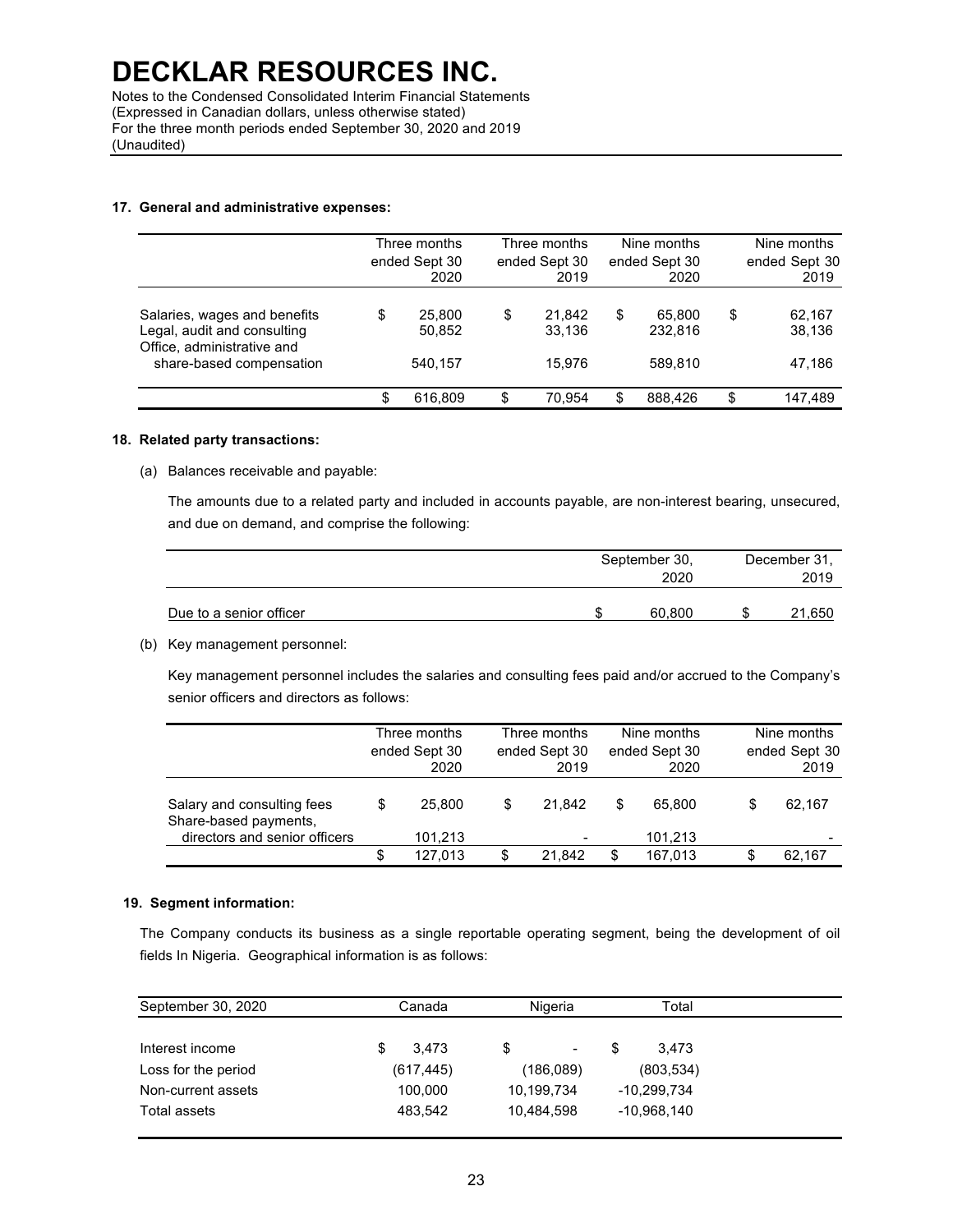# DECKLAR RESOURCES INC.

Notes to the Condensed Consolidated Interim Financial Statements
(Expressed in Canadian dollars, unless otherwise stated)
For the three month periods ended September 30, 2020 and 2019
(Unaudited)

**17. General and administrative expenses:**

| | Three months ended Sept 30 2020 | Three months ended Sept 30 2019 | Nine months ended Sept 30 2020 | Nine months ended Sept 30 2019 |
|---|---|---|---|---|
| Salaries, wages and benefits | $ 25,800 | $ 21,842 | $ 65,800 | $ 62,167 |
| Legal, audit and consulting | 50,852 | 33,136 | 232,816 | 38,136 |
| Office, administrative and share-based compensation | 540,157 | 15,976 | 589,810 | 47,186 |
| | $ 616,809 | $ 70,954 | $ 888,426 | $ 147,489 |

**18. Related party transactions:**

(a) Balances receivable and payable:

The amounts due to a related party and included in accounts payable, are non-interest bearing, unsecured, and due on demand, and comprise the following:

| | September 30, 2020 | December 31, 2019 |
|---|---|---|
| Due to a senior officer | $ 60,800 | $ 21,650 |

(b) Key management personnel:

Key management personnel includes the salaries and consulting fees paid and/or accrued to the Company's senior officers and directors as follows:

| | Three months ended Sept 30 2020 | Three months ended Sept 30 2019 | Nine months ended Sept 30 2020 | Nine months ended Sept 30 2019 |
|---|---|---|---|---|
| Salary and consulting fees | $ 25,800 | $ 21,842 | $ 65,800 | $ 62,167 |
| Share-based payments, directors and senior officers | 101,213 | - | 101,213 | - |
| | $ 127,013 | $ 21,842 | $ 167,013 | $ 62,167 |

**19. Segment information:**

The Company conducts its business as a single reportable operating segment, being the development of oil fields In Nigeria. Geographical information is as follows:

| September 30, 2020 | Canada | Nigeria | Total |
|---|---|---|---|
| Interest income | $ 3,473 | $ - | $ 3,473 |
| Loss for the period | (617,445) | (186,089) | (803,534) |
| Non-current assets | 100,000 | 10,199,734 | -10,299,734 |
| Total assets | 483,542 | 10,484,598 | -10,968,140 |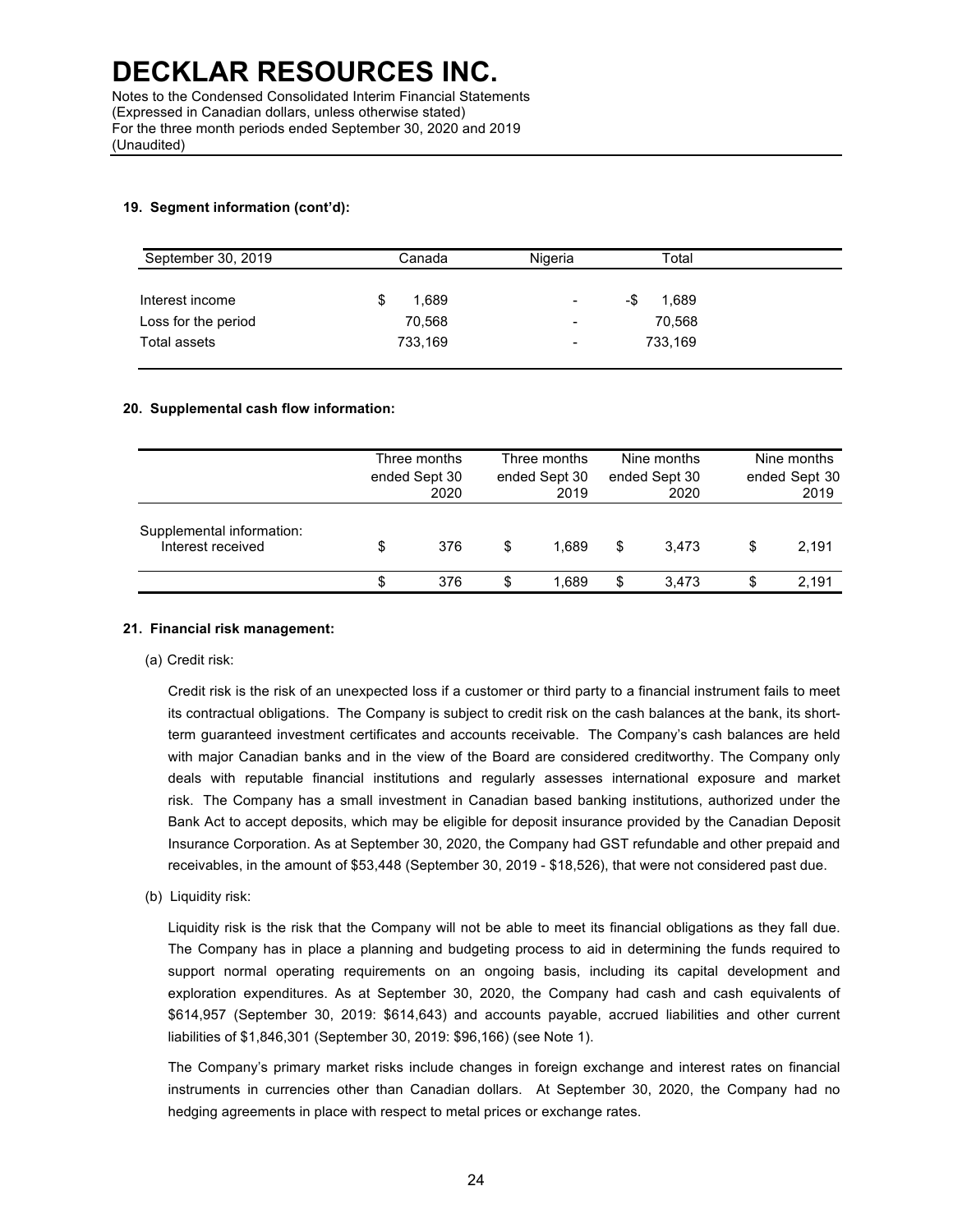# DECKLAR RESOURCES INC.

Notes to the Condensed Consolidated Interim Financial Statements
(Expressed in Canadian dollars, unless otherwise stated)
For the three month periods ended September 30, 2020 and 2019
(Unaudited)

### 19. Segment information (cont'd):

| September 30, 2019 | Canada | Nigeria | Total |
|---|---|---|---|
| Interest income | $ 1,689 | - | -$ 1,689 |
| Loss for the period | 70,568 | - | 70,568 |
| Total assets | 733,169 | - | 733,169 |

### 20. Supplemental cash flow information:

| | Three months ended Sept 30 2020 | Three months ended Sept 30 2019 | Nine months ended Sept 30 2020 | Nine months ended Sept 30 2019 |
|---|---|---|---|---|
| Supplemental information: | | | | |
| Interest received | $ 376 | $ 1,689 | $ 3,473 | $ 2,191 |
| | $ 376 | $ 1,689 | $ 3,473 | $ 2,191 |

### 21. Financial risk management:

(a) Credit risk:

Credit risk is the risk of an unexpected loss if a customer or third party to a financial instrument fails to meet its contractual obligations. The Company is subject to credit risk on the cash balances at the bank, its short-term guaranteed investment certificates and accounts receivable. The Company's cash balances are held with major Canadian banks and in the view of the Board are considered creditworthy. The Company only deals with reputable financial institutions and regularly assesses international exposure and market risk. The Company has a small investment in Canadian based banking institutions, authorized under the Bank Act to accept deposits, which may be eligible for deposit insurance provided by the Canadian Deposit Insurance Corporation. As at September 30, 2020, the Company had GST refundable and other prepaid and receivables, in the amount of $53,448 (September 30, 2019 - $18,526), that were not considered past due.

(b) Liquidity risk:

Liquidity risk is the risk that the Company will not be able to meet its financial obligations as they fall due. The Company has in place a planning and budgeting process to aid in determining the funds required to support normal operating requirements on an ongoing basis, including its capital development and exploration expenditures. As at September 30, 2020, the Company had cash and cash equivalents of $614,957 (September 30, 2019: $614,643) and accounts payable, accrued liabilities and other current liabilities of $1,846,301 (September 30, 2019: $96,166) (see Note 1).

The Company's primary market risks include changes in foreign exchange and interest rates on financial instruments in currencies other than Canadian dollars. At September 30, 2020, the Company had no hedging agreements in place with respect to metal prices or exchange rates.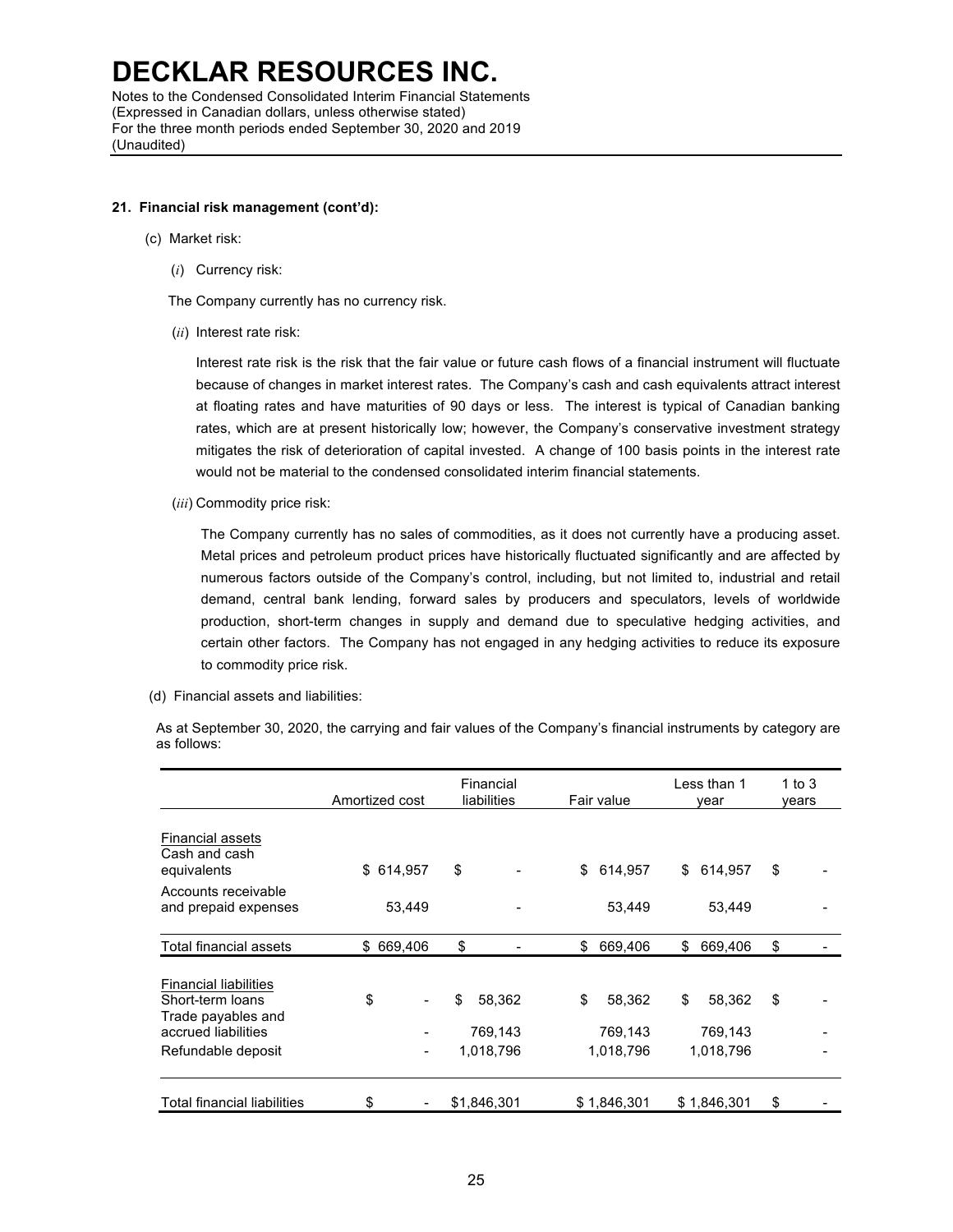## 21. Financial risk management (cont'd):

(c) Market risk:

(*i*) Currency risk:

The Company currently has no currency risk.

(*ii*) Interest rate risk:

Interest rate risk is the risk that the fair value or future cash flows of a financial instrument will fluctuate because of changes in market interest rates. The Company's cash and cash equivalents attract interest at floating rates and have maturities of 90 days or less. The interest is typical of Canadian banking rates, which are at present historically low; however, the Company's conservative investment strategy mitigates the risk of deterioration of capital invested. A change of 100 basis points in the interest rate would not be material to the condensed consolidated interim financial statements.

(*iii*) Commodity price risk:

The Company currently has no sales of commodities, as it does not currently have a producing asset. Metal prices and petroleum product prices have historically fluctuated significantly and are affected by numerous factors outside of the Company's control, including, but not limited to, industrial and retail demand, central bank lending, forward sales by producers and speculators, levels of worldwide production, short-term changes in supply and demand due to speculative hedging activities, and certain other factors. The Company has not engaged in any hedging activities to reduce its exposure to commodity price risk.

(d) Financial assets and liabilities:

As at September 30, 2020, the carrying and fair values of the Company's financial instruments by category are as follows:

| | Amortized cost | Financial liabilities | Fair value | Less than 1 year | 1 to 3 years |
|---|---|---|---|---|---|
| Financial assets | | | | | |
| Cash and cash equivalents | $ 614,957 | $ - | $ 614,957 | $ 614,957 | $ - |
| Accounts receivable and prepaid expenses | 53,449 | - | 53,449 | 53,449 | - |
| Total financial assets | $ 669,406 | $ - | $ 669,406 | $ 669,406 | $ - |
| Financial liabilities | | | | | |
| Short-term loans | $ - | $ 58,362 | $ 58,362 | $ 58,362 | $ - |
| Trade payables and accrued liabilities | - | 769,143 | 769,143 | 769,143 | - |
| Refundable deposit | - | 1,018,796 | 1,018,796 | 1,018,796 | - |
| Total financial liabilities | $ - | $1,846,301 | $ 1,846,301 | $ 1,846,301 | $ - |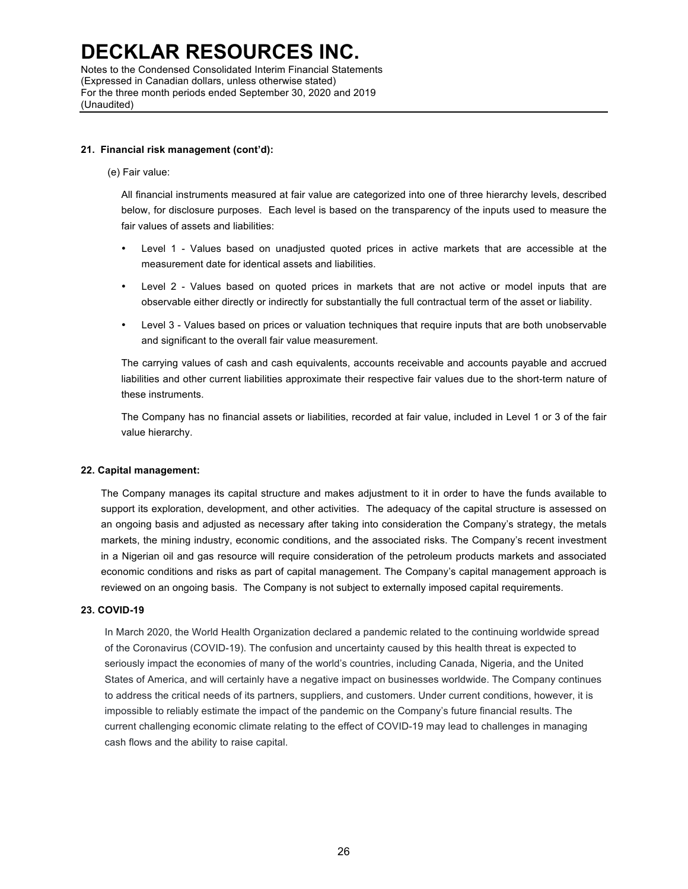**21. Financial risk management (cont'd):**

(e) Fair value:

All financial instruments measured at fair value are categorized into one of three hierarchy levels, described below, for disclosure purposes. Each level is based on the transparency of the inputs used to measure the fair values of assets and liabilities:

- Level 1 - Values based on unadjusted quoted prices in active markets that are accessible at the measurement date for identical assets and liabilities.
- Level 2 - Values based on quoted prices in markets that are not active or model inputs that are observable either directly or indirectly for substantially the full contractual term of the asset or liability.
- Level 3 - Values based on prices or valuation techniques that require inputs that are both unobservable and significant to the overall fair value measurement.

The carrying values of cash and cash equivalents, accounts receivable and accounts payable and accrued liabilities and other current liabilities approximate their respective fair values due to the short-term nature of these instruments.

The Company has no financial assets or liabilities, recorded at fair value, included in Level 1 or 3 of the fair value hierarchy.

**22. Capital management:**

The Company manages its capital structure and makes adjustment to it in order to have the funds available to support its exploration, development, and other activities. The adequacy of the capital structure is assessed on an ongoing basis and adjusted as necessary after taking into consideration the Company's strategy, the metals markets, the mining industry, economic conditions, and the associated risks. The Company's recent investment in a Nigerian oil and gas resource will require consideration of the petroleum products markets and associated economic conditions and risks as part of capital management. The Company's capital management approach is reviewed on an ongoing basis. The Company is not subject to externally imposed capital requirements.

**23. COVID-19**

In March 2020, the World Health Organization declared a pandemic related to the continuing worldwide spread of the Coronavirus (COVID-19). The confusion and uncertainty caused by this health threat is expected to seriously impact the economies of many of the world's countries, including Canada, Nigeria, and the United States of America, and will certainly have a negative impact on businesses worldwide. The Company continues to address the critical needs of its partners, suppliers, and customers. Under current conditions, however, it is impossible to reliably estimate the impact of the pandemic on the Company's future financial results. The current challenging economic climate relating to the effect of COVID-19 may lead to challenges in managing cash flows and the ability to raise capital.